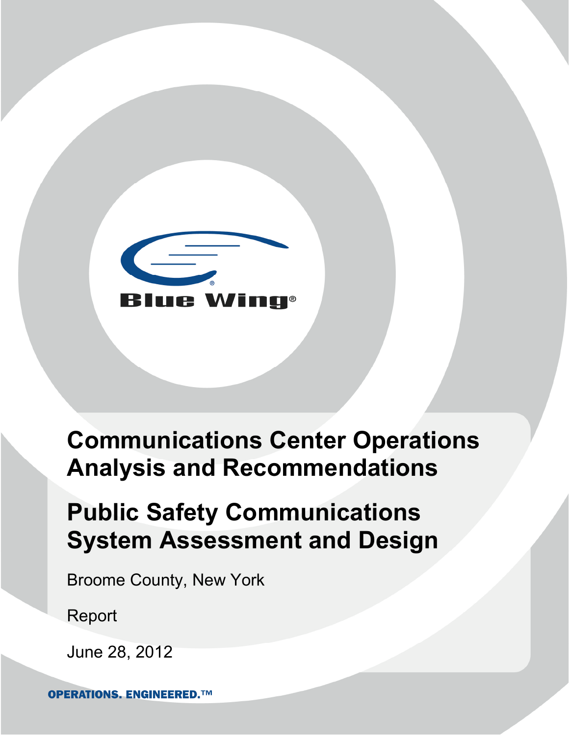Blue Wing®

# Communications Center Operations Analysis and Recommendations

# Public Safety Communications System Assessment and Design

Broome County, New York

Report

June 28, 2012

OPERATIONS. ENGINEERED.™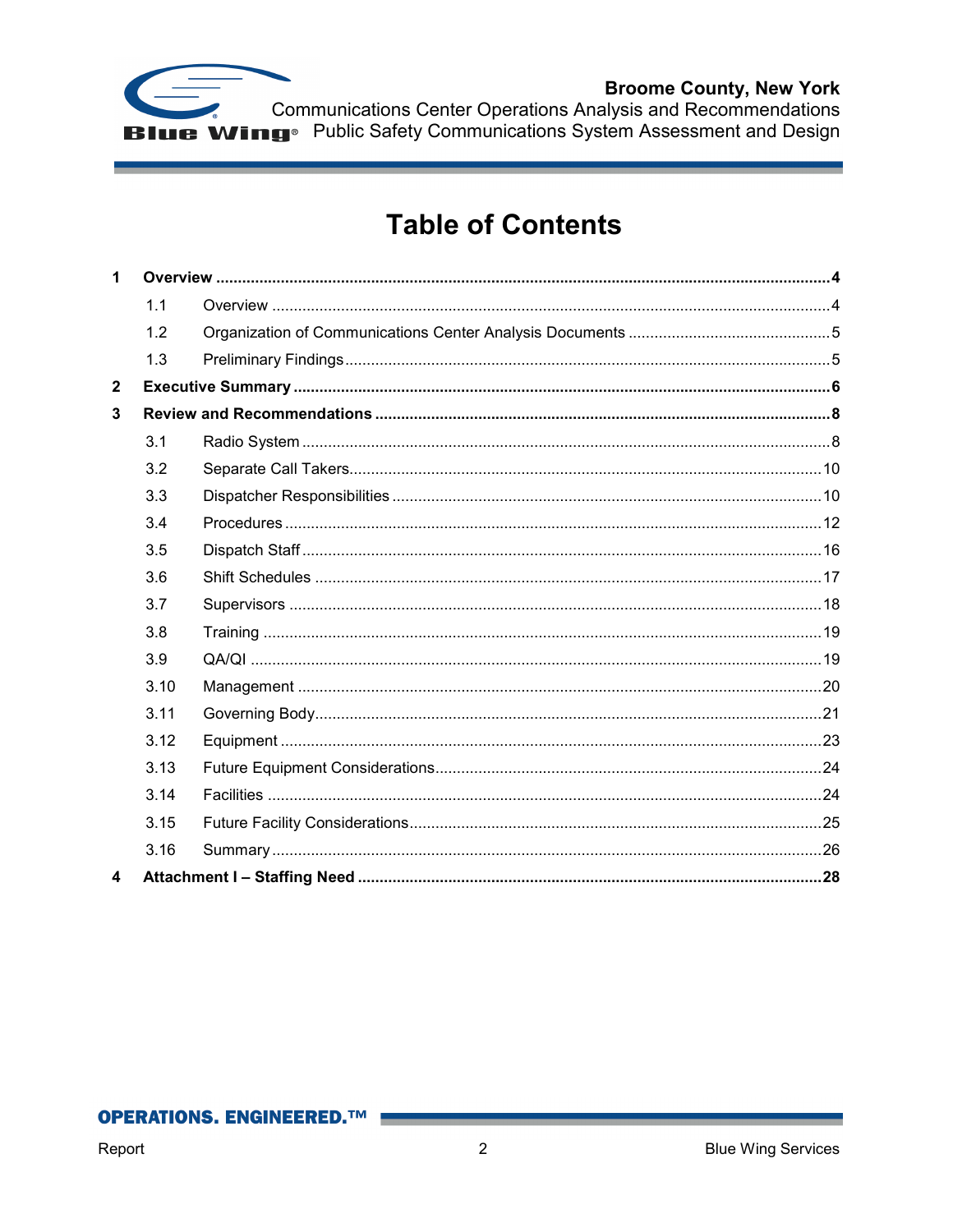# Table of Contents

**1 Overview** ........ **4**

- 1.1 Overview ........ 4
- 1.2 Organization of Communications Center Analysis Documents ........ 5
- 1.3 Preliminary Findings ........ 5

**2 Executive Summary** ........ **6**

**3 Review and Recommendations** ........ **8**

- 3.1 Radio System ........ 8
- 3.2 Separate Call Takers ........ 10
- 3.3 Dispatcher Responsibilities ........ 10
- 3.4 Procedures ........ 12
- 3.5 Dispatch Staff ........ 16
- 3.6 Shift Schedules ........ 17
- 3.7 Supervisors ........ 18
- 3.8 Training ........ 19
- 3.9 QA/QI ........ 19
- 3.10 Management ........ 20
- 3.11 Governing Body ........ 21
- 3.12 Equipment ........ 23
- 3.13 Future Equipment Considerations ........ 24
- 3.14 Facilities ........ 24
- 3.15 Future Facility Considerations ........ 25
- 3.16 Summary ........ 26

**4 Attachment I – Staffing Need** ........ **28**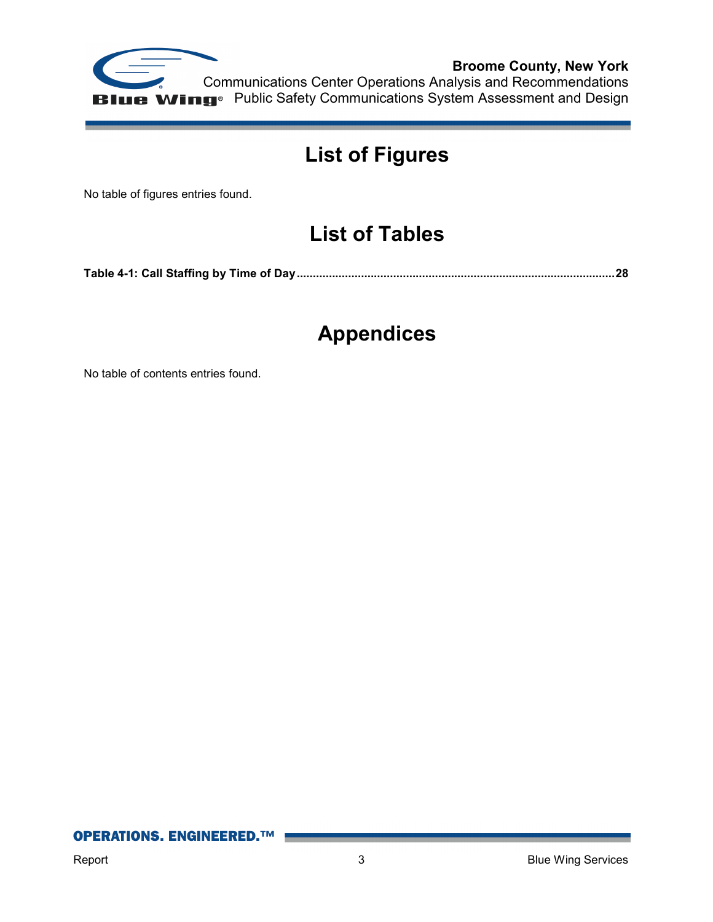# List of Figures

No table of figures entries found.

# List of Tables

**Table 4-1: Call Staffing by Time of Day ................................................................................................ 28**

# Appendices

No table of contents entries found.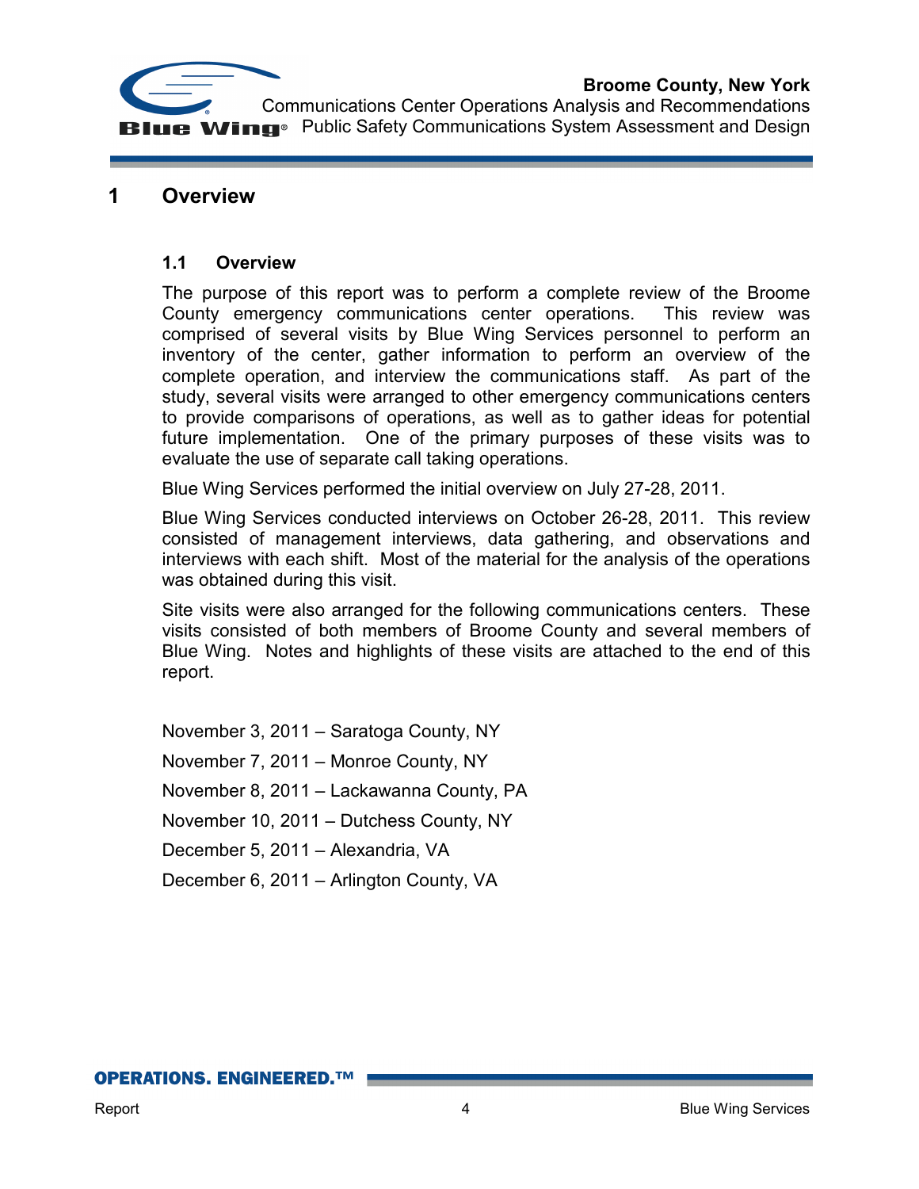# 1 Overview

## 1.1 Overview

The purpose of this report was to perform a complete review of the Broome County emergency communications center operations. This review was comprised of several visits by Blue Wing Services personnel to perform an inventory of the center, gather information to perform an overview of the complete operation, and interview the communications staff. As part of the study, several visits were arranged to other emergency communications centers to provide comparisons of operations, as well as to gather ideas for potential future implementation. One of the primary purposes of these visits was to evaluate the use of separate call taking operations.

Blue Wing Services performed the initial overview on July 27-28, 2011.

Blue Wing Services conducted interviews on October 26-28, 2011. This review consisted of management interviews, data gathering, and observations and interviews with each shift. Most of the material for the analysis of the operations was obtained during this visit.

Site visits were also arranged for the following communications centers. These visits consisted of both members of Broome County and several members of Blue Wing. Notes and highlights of these visits are attached to the end of this report.

November 3, 2011 – Saratoga County, NY

November 7, 2011 – Monroe County, NY

November 8, 2011 – Lackawanna County, PA

November 10, 2011 – Dutchess County, NY

December 5, 2011 – Alexandria, VA

December 6, 2011 – Arlington County, VA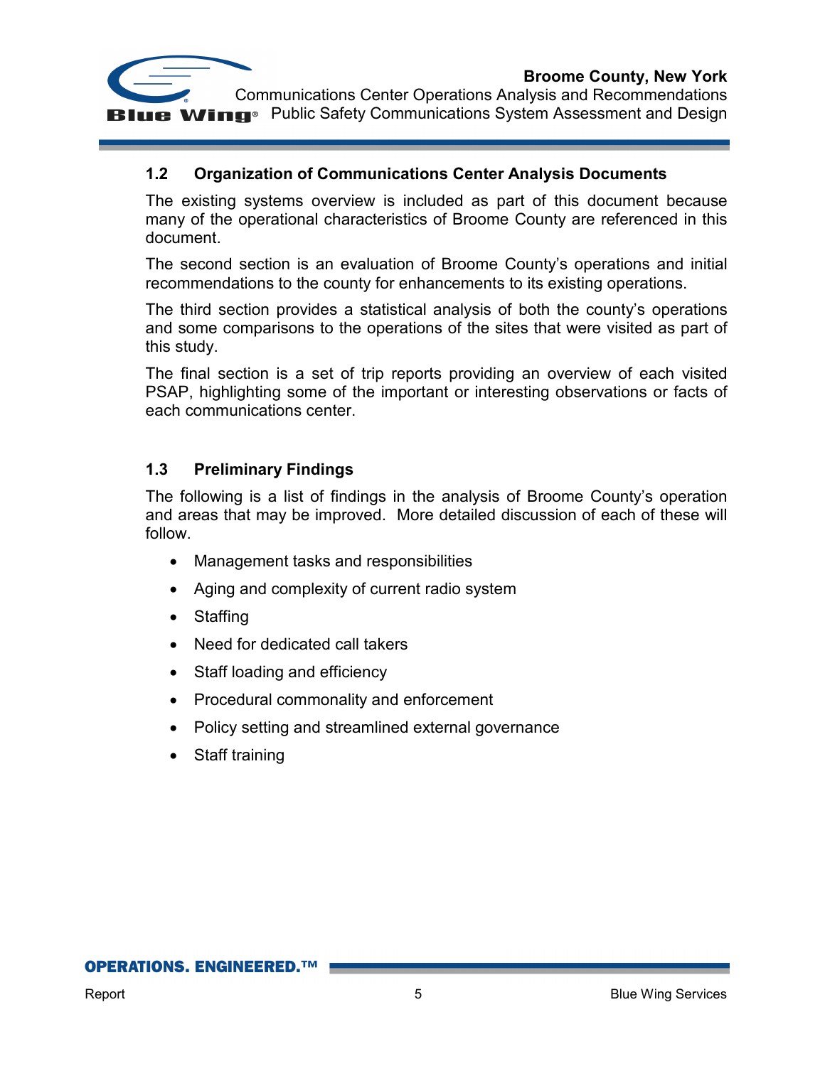## 1.2 Organization of Communications Center Analysis Documents

The existing systems overview is included as part of this document because many of the operational characteristics of Broome County are referenced in this document.

The second section is an evaluation of Broome County's operations and initial recommendations to the county for enhancements to its existing operations.

The third section provides a statistical analysis of both the county's operations and some comparisons to the operations of the sites that were visited as part of this study.

The final section is a set of trip reports providing an overview of each visited PSAP, highlighting some of the important or interesting observations or facts of each communications center.

## 1.3 Preliminary Findings

The following is a list of findings in the analysis of Broome County's operation and areas that may be improved. More detailed discussion of each of these will follow.

- Management tasks and responsibilities
- Aging and complexity of current radio system
- Staffing
- Need for dedicated call takers
- Staff loading and efficiency
- Procedural commonality and enforcement
- Policy setting and streamlined external governance
- Staff training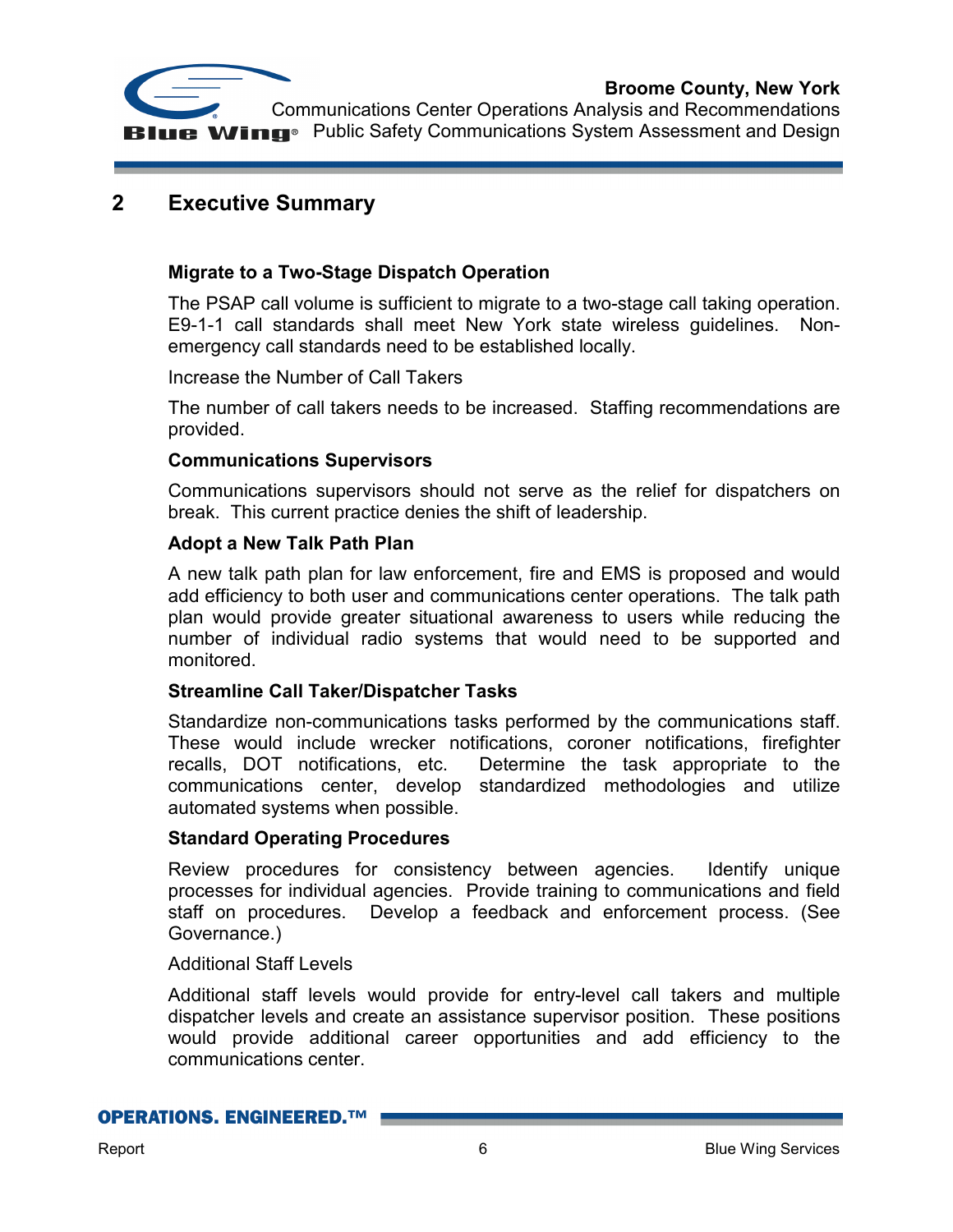## 2 Executive Summary

**Migrate to a Two-Stage Dispatch Operation**

The PSAP call volume is sufficient to migrate to a two-stage call taking operation. E9-1-1 call standards shall meet New York state wireless guidelines. Non-emergency call standards need to be established locally.

Increase the Number of Call Takers

The number of call takers needs to be increased. Staffing recommendations are provided.

**Communications Supervisors**

Communications supervisors should not serve as the relief for dispatchers on break. This current practice denies the shift of leadership.

**Adopt a New Talk Path Plan**

A new talk path plan for law enforcement, fire and EMS is proposed and would add efficiency to both user and communications center operations. The talk path plan would provide greater situational awareness to users while reducing the number of individual radio systems that would need to be supported and monitored.

**Streamline Call Taker/Dispatcher Tasks**

Standardize non-communications tasks performed by the communications staff. These would include wrecker notifications, coroner notifications, firefighter recalls, DOT notifications, etc. Determine the task appropriate to the communications center, develop standardized methodologies and utilize automated systems when possible.

**Standard Operating Procedures**

Review procedures for consistency between agencies. Identify unique processes for individual agencies. Provide training to communications and field staff on procedures. Develop a feedback and enforcement process. (See Governance.)

Additional Staff Levels

Additional staff levels would provide for entry-level call takers and multiple dispatcher levels and create an assistance supervisor position. These positions would provide additional career opportunities and add efficiency to the communications center.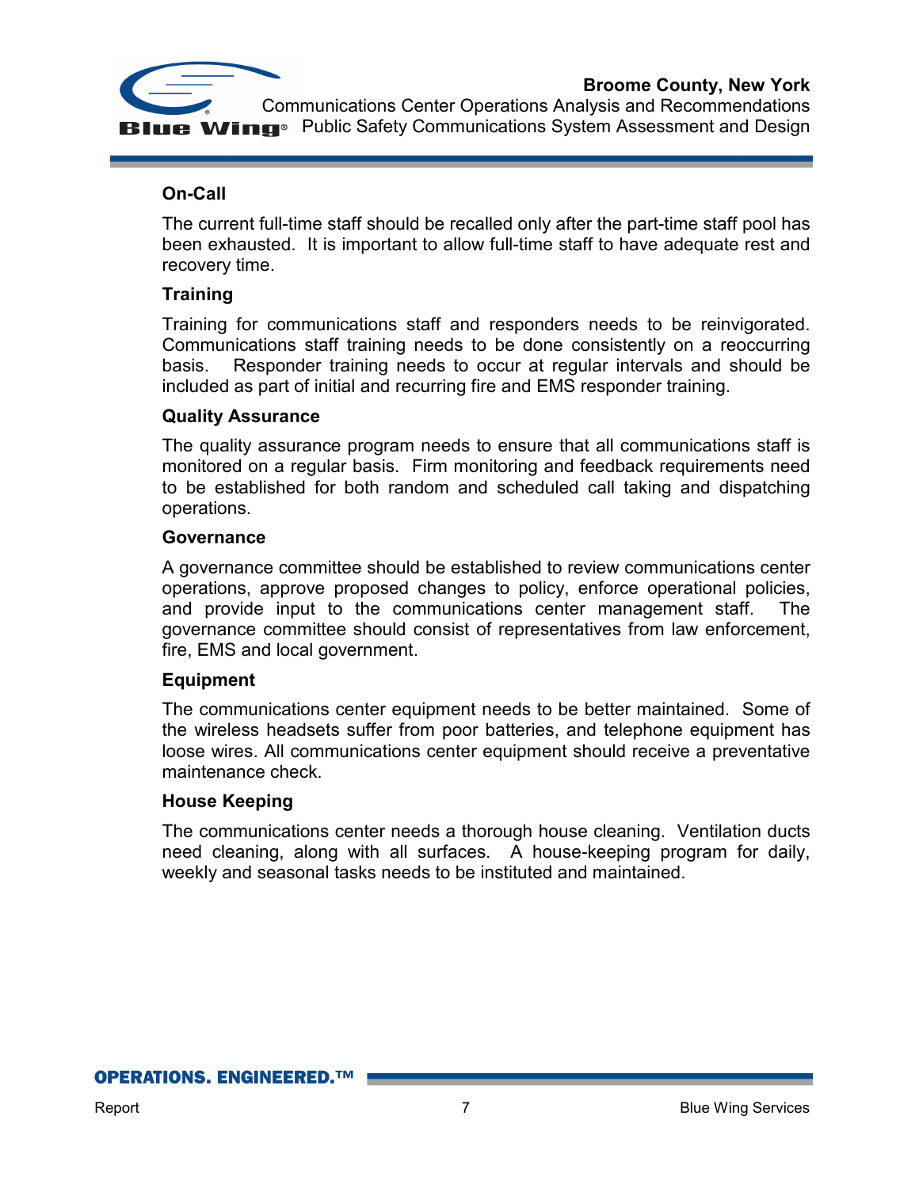#### On-Call

The current full-time staff should be recalled only after the part-time staff pool has been exhausted. It is important to allow full-time staff to have adequate rest and recovery time.

#### Training

Training for communications staff and responders needs to be reinvigorated. Communications staff training needs to be done consistently on a reoccurring basis. Responder training needs to occur at regular intervals and should be included as part of initial and recurring fire and EMS responder training.

#### Quality Assurance

The quality assurance program needs to ensure that all communications staff is monitored on a regular basis. Firm monitoring and feedback requirements need to be established for both random and scheduled call taking and dispatching operations.

#### Governance

A governance committee should be established to review communications center operations, approve proposed changes to policy, enforce operational policies, and provide input to the communications center management staff. The governance committee should consist of representatives from law enforcement, fire, EMS and local government.

#### Equipment

The communications center equipment needs to be better maintained. Some of the wireless headsets suffer from poor batteries, and telephone equipment has loose wires. All communications center equipment should receive a preventative maintenance check.

#### House Keeping

The communications center needs a thorough house cleaning. Ventilation ducts need cleaning, along with all surfaces. A house-keeping program for daily, weekly and seasonal tasks needs to be instituted and maintained.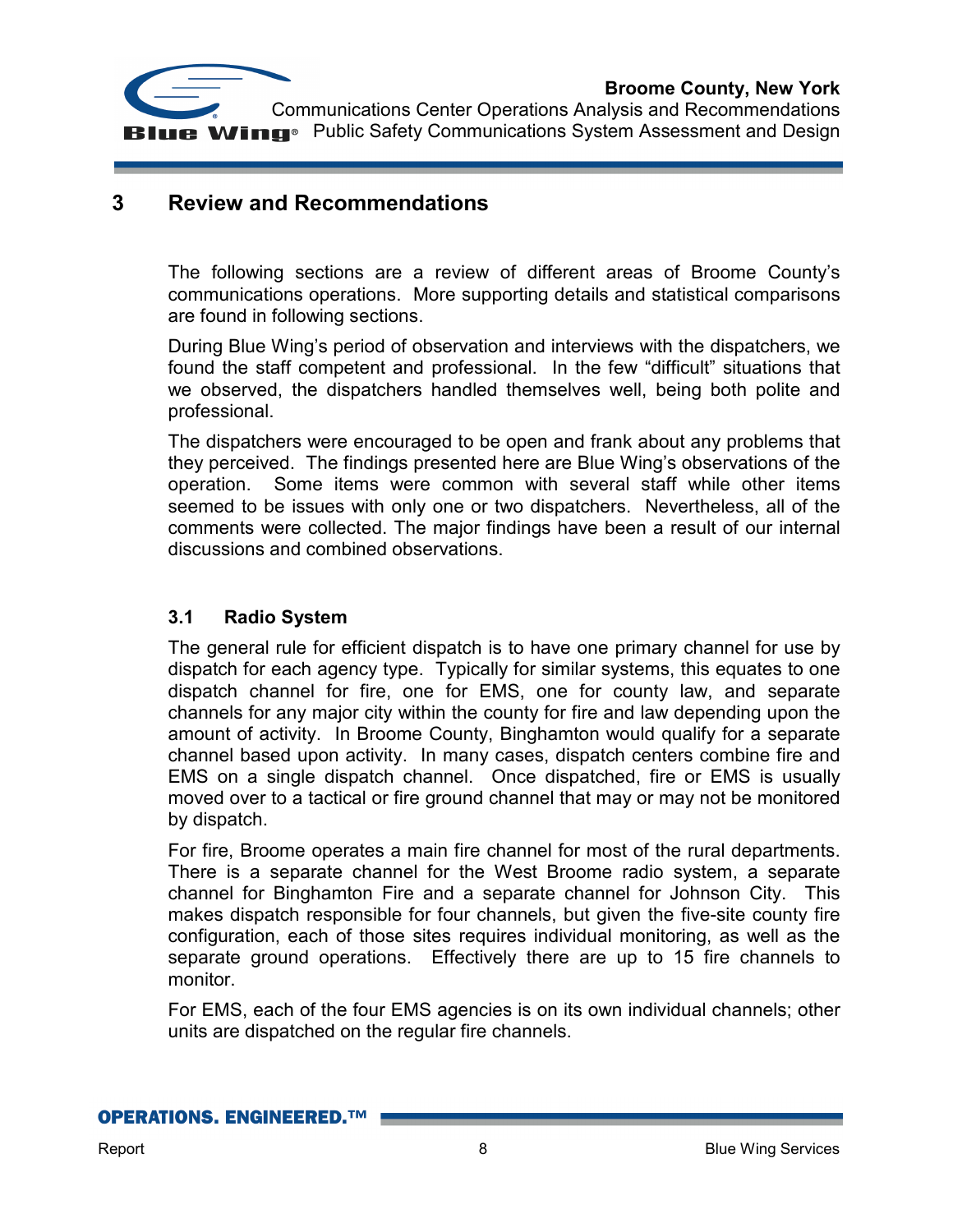# 3 Review and Recommendations

The following sections are a review of different areas of Broome County's communications operations. More supporting details and statistical comparisons are found in following sections.

During Blue Wing's period of observation and interviews with the dispatchers, we found the staff competent and professional. In the few "difficult" situations that we observed, the dispatchers handled themselves well, being both polite and professional.

The dispatchers were encouraged to be open and frank about any problems that they perceived. The findings presented here are Blue Wing's observations of the operation. Some items were common with several staff while other items seemed to be issues with only one or two dispatchers. Nevertheless, all of the comments were collected. The major findings have been a result of our internal discussions and combined observations.

## 3.1 Radio System

The general rule for efficient dispatch is to have one primary channel for use by dispatch for each agency type. Typically for similar systems, this equates to one dispatch channel for fire, one for EMS, one for county law, and separate channels for any major city within the county for fire and law depending upon the amount of activity. In Broome County, Binghamton would qualify for a separate channel based upon activity. In many cases, dispatch centers combine fire and EMS on a single dispatch channel. Once dispatched, fire or EMS is usually moved over to a tactical or fire ground channel that may or may not be monitored by dispatch.

For fire, Broome operates a main fire channel for most of the rural departments. There is a separate channel for the West Broome radio system, a separate channel for Binghamton Fire and a separate channel for Johnson City. This makes dispatch responsible for four channels, but given the five-site county fire configuration, each of those sites requires individual monitoring, as well as the separate ground operations. Effectively there are up to 15 fire channels to monitor.

For EMS, each of the four EMS agencies is on its own individual channels; other units are dispatched on the regular fire channels.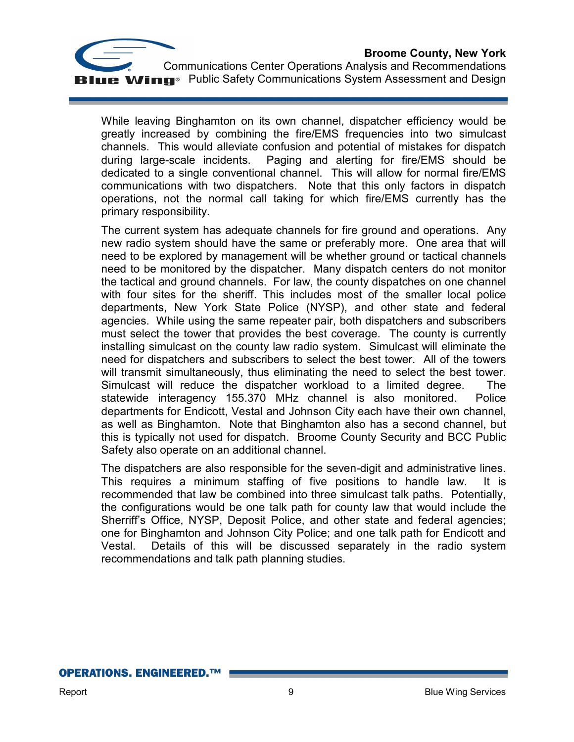While leaving Binghamton on its own channel, dispatcher efficiency would be greatly increased by combining the fire/EMS frequencies into two simulcast channels. This would alleviate confusion and potential of mistakes for dispatch during large-scale incidents. Paging and alerting for fire/EMS should be dedicated to a single conventional channel. This will allow for normal fire/EMS communications with two dispatchers. Note that this only factors in dispatch operations, not the normal call taking for which fire/EMS currently has the primary responsibility.

The current system has adequate channels for fire ground and operations. Any new radio system should have the same or preferably more. One area that will need to be explored by management will be whether ground or tactical channels need to be monitored by the dispatcher. Many dispatch centers do not monitor the tactical and ground channels. For law, the county dispatches on one channel with four sites for the sheriff. This includes most of the smaller local police departments, New York State Police (NYSP), and other state and federal agencies. While using the same repeater pair, both dispatchers and subscribers must select the tower that provides the best coverage. The county is currently installing simulcast on the county law radio system. Simulcast will eliminate the need for dispatchers and subscribers to select the best tower. All of the towers will transmit simultaneously, thus eliminating the need to select the best tower. Simulcast will reduce the dispatcher workload to a limited degree. The statewide interagency 155.370 MHz channel is also monitored. Police departments for Endicott, Vestal and Johnson City each have their own channel, as well as Binghamton. Note that Binghamton also has a second channel, but this is typically not used for dispatch. Broome County Security and BCC Public Safety also operate on an additional channel.

The dispatchers are also responsible for the seven-digit and administrative lines. This requires a minimum staffing of five positions to handle law. It is recommended that law be combined into three simulcast talk paths. Potentially, the configurations would be one talk path for county law that would include the Sherriff's Office, NYSP, Deposit Police, and other state and federal agencies; one for Binghamton and Johnson City Police; and one talk path for Endicott and Vestal. Details of this will be discussed separately in the radio system recommendations and talk path planning studies.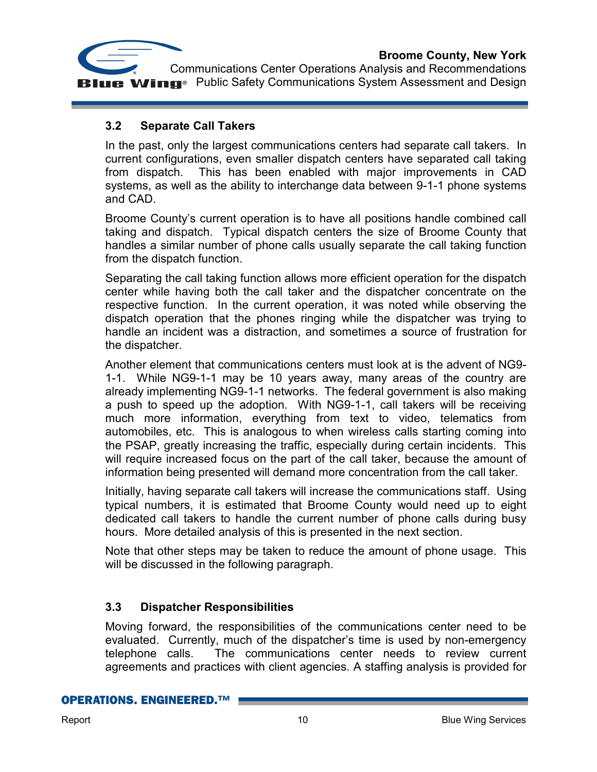### 3.2 Separate Call Takers

In the past, only the largest communications centers had separate call takers. In current configurations, even smaller dispatch centers have separated call taking from dispatch. This has been enabled with major improvements in CAD systems, as well as the ability to interchange data between 9-1-1 phone systems and CAD.

Broome County's current operation is to have all positions handle combined call taking and dispatch. Typical dispatch centers the size of Broome County that handles a similar number of phone calls usually separate the call taking function from the dispatch function.

Separating the call taking function allows more efficient operation for the dispatch center while having both the call taker and the dispatcher concentrate on the respective function. In the current operation, it was noted while observing the dispatch operation that the phones ringing while the dispatcher was trying to handle an incident was a distraction, and sometimes a source of frustration for the dispatcher.

Another element that communications centers must look at is the advent of NG9-1-1. While NG9-1-1 may be 10 years away, many areas of the country are already implementing NG9-1-1 networks. The federal government is also making a push to speed up the adoption. With NG9-1-1, call takers will be receiving much more information, everything from text to video, telematics from automobiles, etc. This is analogous to when wireless calls starting coming into the PSAP, greatly increasing the traffic, especially during certain incidents. This will require increased focus on the part of the call taker, because the amount of information being presented will demand more concentration from the call taker.

Initially, having separate call takers will increase the communications staff. Using typical numbers, it is estimated that Broome County would need up to eight dedicated call takers to handle the current number of phone calls during busy hours. More detailed analysis of this is presented in the next section.

Note that other steps may be taken to reduce the amount of phone usage. This will be discussed in the following paragraph.

### 3.3 Dispatcher Responsibilities

Moving forward, the responsibilities of the communications center need to be evaluated. Currently, much of the dispatcher's time is used by non-emergency telephone calls. The communications center needs to review current agreements and practices with client agencies. A staffing analysis is provided for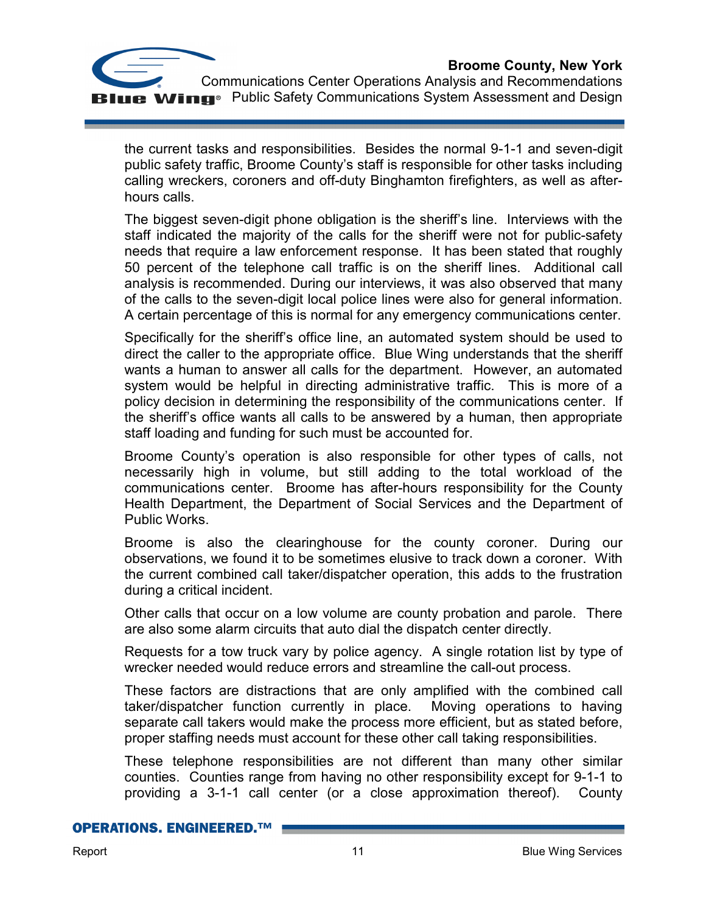the current tasks and responsibilities. Besides the normal 9-1-1 and seven-digit public safety traffic, Broome County's staff is responsible for other tasks including calling wreckers, coroners and off-duty Binghamton firefighters, as well as after-hours calls.

The biggest seven-digit phone obligation is the sheriff's line. Interviews with the staff indicated the majority of the calls for the sheriff were not for public-safety needs that require a law enforcement response. It has been stated that roughly 50 percent of the telephone call traffic is on the sheriff lines. Additional call analysis is recommended. During our interviews, it was also observed that many of the calls to the seven-digit local police lines were also for general information. A certain percentage of this is normal for any emergency communications center.

Specifically for the sheriff's office line, an automated system should be used to direct the caller to the appropriate office. Blue Wing understands that the sheriff wants a human to answer all calls for the department. However, an automated system would be helpful in directing administrative traffic. This is more of a policy decision in determining the responsibility of the communications center. If the sheriff's office wants all calls to be answered by a human, then appropriate staff loading and funding for such must be accounted for.

Broome County's operation is also responsible for other types of calls, not necessarily high in volume, but still adding to the total workload of the communications center. Broome has after-hours responsibility for the County Health Department, the Department of Social Services and the Department of Public Works.

Broome is also the clearinghouse for the county coroner. During our observations, we found it to be sometimes elusive to track down a coroner. With the current combined call taker/dispatcher operation, this adds to the frustration during a critical incident.

Other calls that occur on a low volume are county probation and parole. There are also some alarm circuits that auto dial the dispatch center directly.

Requests for a tow truck vary by police agency. A single rotation list by type of wrecker needed would reduce errors and streamline the call-out process.

These factors are distractions that are only amplified with the combined call taker/dispatcher function currently in place. Moving operations to having separate call takers would make the process more efficient, but as stated before, proper staffing needs must account for these other call taking responsibilities.

These telephone responsibilities are not different than many other similar counties. Counties range from having no other responsibility except for 9-1-1 to providing a 3-1-1 call center (or a close approximation thereof). County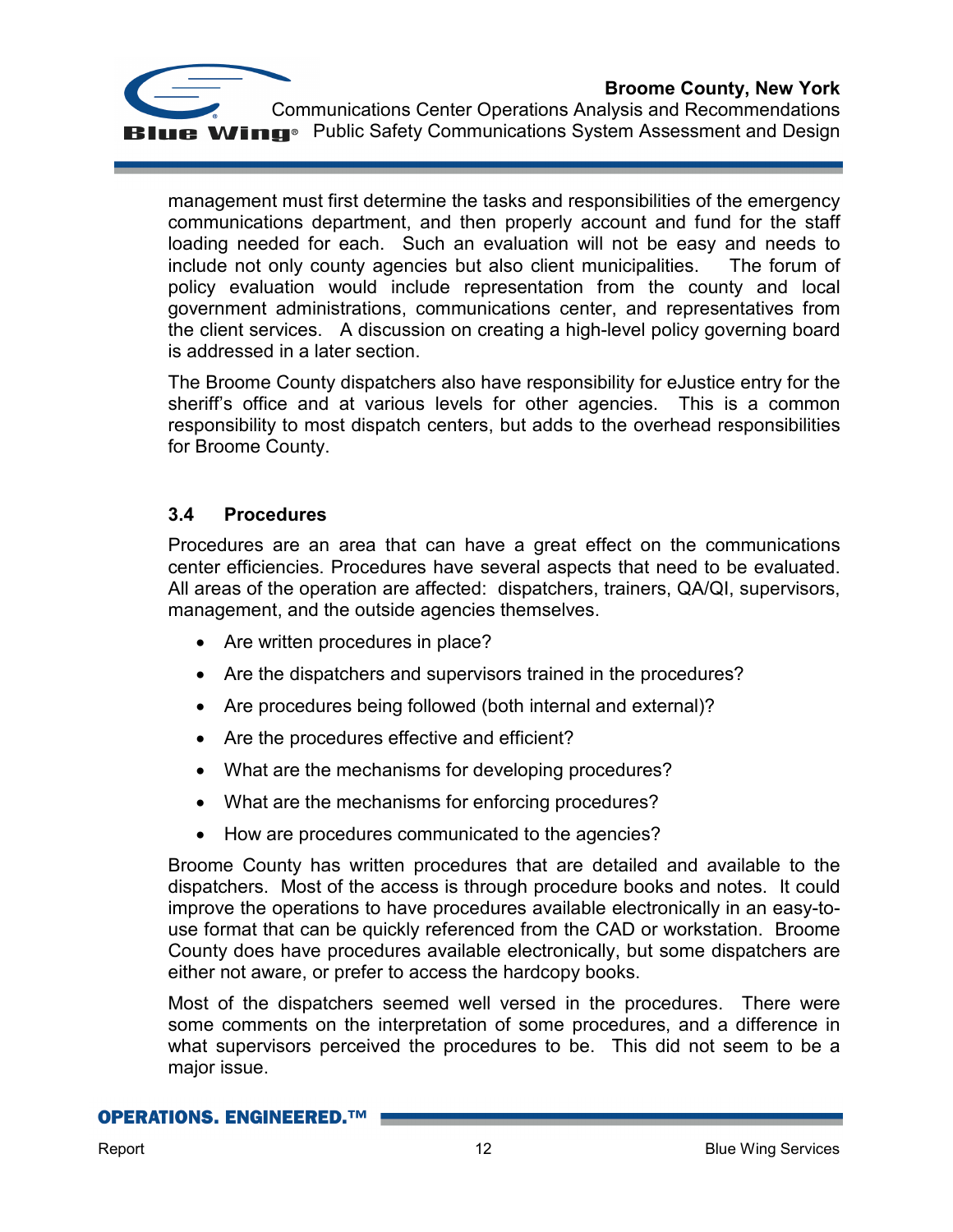management must first determine the tasks and responsibilities of the emergency communications department, and then properly account and fund for the staff loading needed for each. Such an evaluation will not be easy and needs to include not only county agencies but also client municipalities. The forum of policy evaluation would include representation from the county and local government administrations, communications center, and representatives from the client services. A discussion on creating a high-level policy governing board is addressed in a later section.

The Broome County dispatchers also have responsibility for eJustice entry for the sheriff's office and at various levels for other agencies. This is a common responsibility to most dispatch centers, but adds to the overhead responsibilities for Broome County.

### 3.4 Procedures

Procedures are an area that can have a great effect on the communications center efficiencies. Procedures have several aspects that need to be evaluated. All areas of the operation are affected: dispatchers, trainers, QA/QI, supervisors, management, and the outside agencies themselves.

- Are written procedures in place?
- Are the dispatchers and supervisors trained in the procedures?
- Are procedures being followed (both internal and external)?
- Are the procedures effective and efficient?
- What are the mechanisms for developing procedures?
- What are the mechanisms for enforcing procedures?
- How are procedures communicated to the agencies?

Broome County has written procedures that are detailed and available to the dispatchers. Most of the access is through procedure books and notes. It could improve the operations to have procedures available electronically in an easy-to-use format that can be quickly referenced from the CAD or workstation. Broome County does have procedures available electronically, but some dispatchers are either not aware, or prefer to access the hardcopy books.

Most of the dispatchers seemed well versed in the procedures. There were some comments on the interpretation of some procedures, and a difference in what supervisors perceived the procedures to be. This did not seem to be a major issue.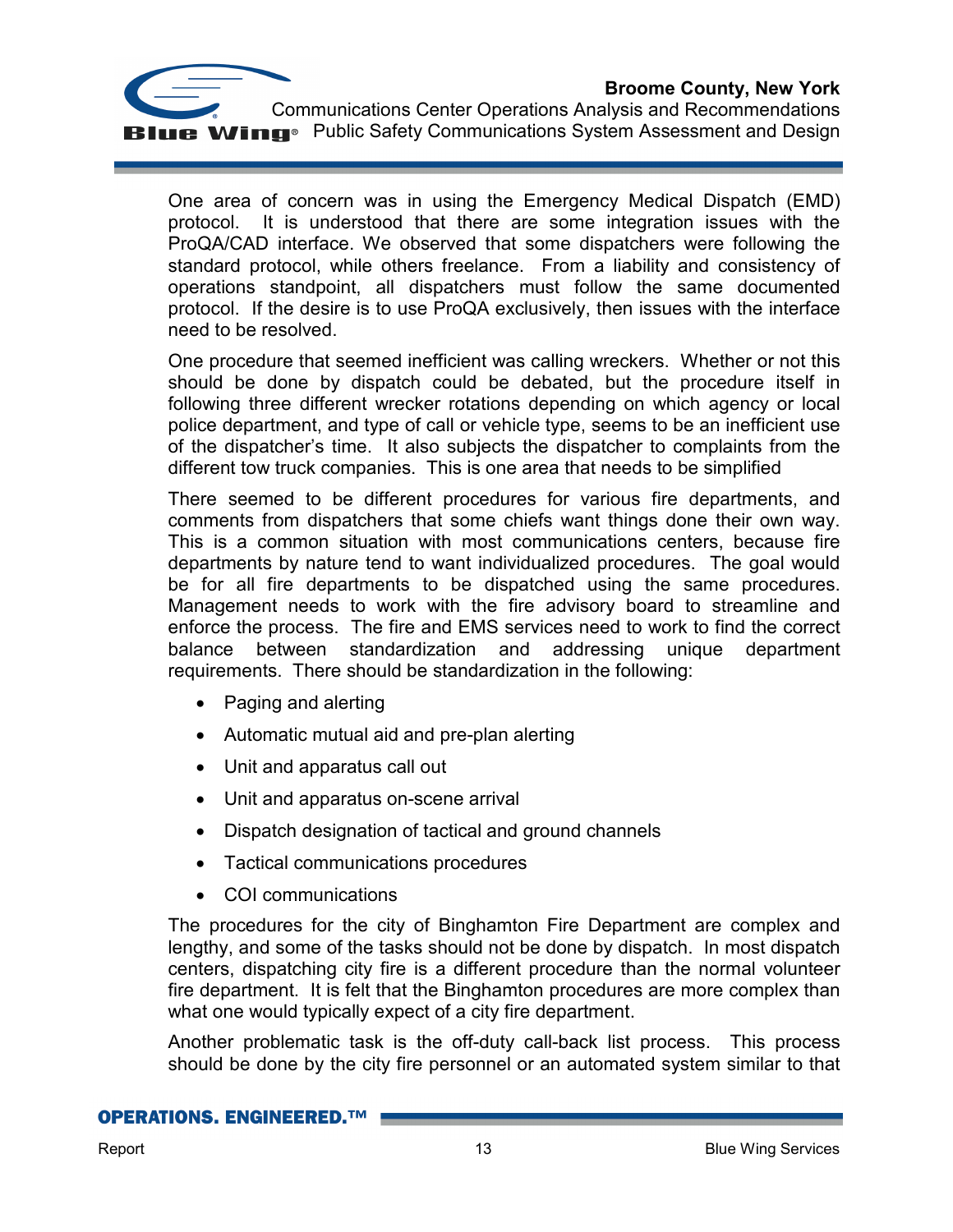One area of concern was in using the Emergency Medical Dispatch (EMD) protocol. It is understood that there are some integration issues with the ProQA/CAD interface. We observed that some dispatchers were following the standard protocol, while others freelance. From a liability and consistency of operations standpoint, all dispatchers must follow the same documented protocol. If the desire is to use ProQA exclusively, then issues with the interface need to be resolved.

One procedure that seemed inefficient was calling wreckers. Whether or not this should be done by dispatch could be debated, but the procedure itself in following three different wrecker rotations depending on which agency or local police department, and type of call or vehicle type, seems to be an inefficient use of the dispatcher's time. It also subjects the dispatcher to complaints from the different tow truck companies. This is one area that needs to be simplified

There seemed to be different procedures for various fire departments, and comments from dispatchers that some chiefs want things done their own way. This is a common situation with most communications centers, because fire departments by nature tend to want individualized procedures. The goal would be for all fire departments to be dispatched using the same procedures. Management needs to work with the fire advisory board to streamline and enforce the process. The fire and EMS services need to work to find the correct balance between standardization and addressing unique department requirements. There should be standardization in the following:

- Paging and alerting
- Automatic mutual aid and pre-plan alerting
- Unit and apparatus call out
- Unit and apparatus on-scene arrival
- Dispatch designation of tactical and ground channels
- Tactical communications procedures
- COI communications

The procedures for the city of Binghamton Fire Department are complex and lengthy, and some of the tasks should not be done by dispatch. In most dispatch centers, dispatching city fire is a different procedure than the normal volunteer fire department. It is felt that the Binghamton procedures are more complex than what one would typically expect of a city fire department.

Another problematic task is the off-duty call-back list process. This process should be done by the city fire personnel or an automated system similar to that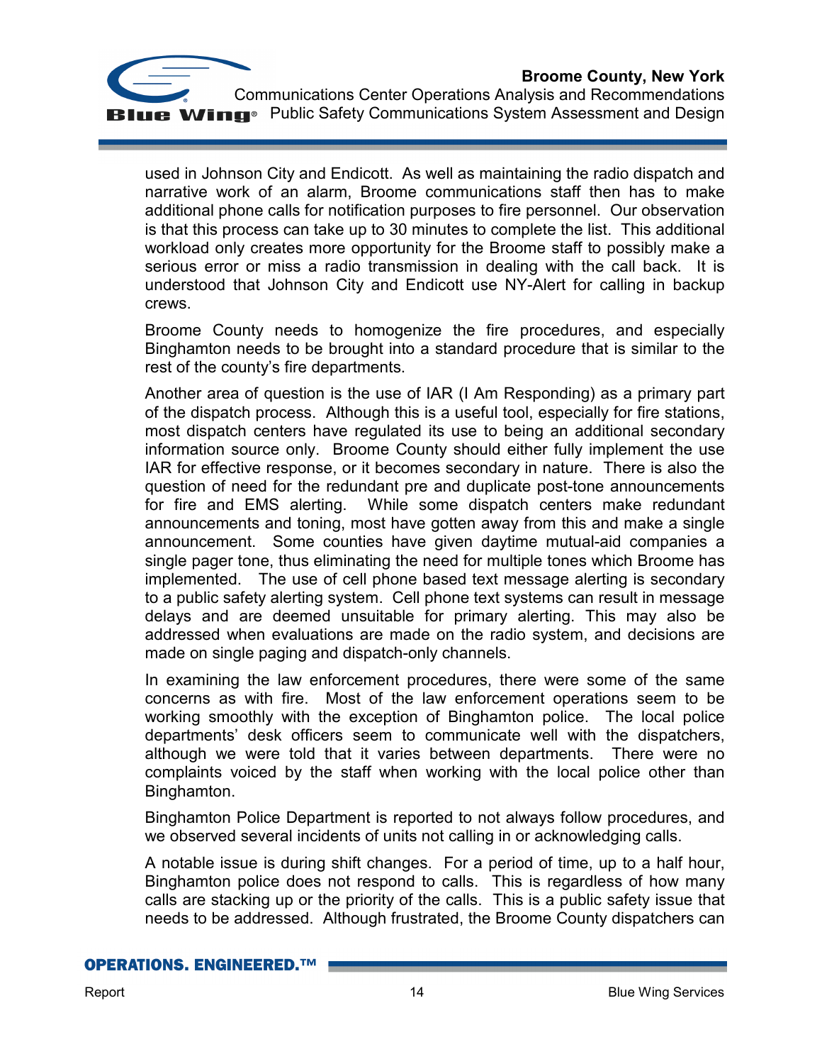used in Johnson City and Endicott. As well as maintaining the radio dispatch and narrative work of an alarm, Broome communications staff then has to make additional phone calls for notification purposes to fire personnel. Our observation is that this process can take up to 30 minutes to complete the list. This additional workload only creates more opportunity for the Broome staff to possibly make a serious error or miss a radio transmission in dealing with the call back. It is understood that Johnson City and Endicott use NY-Alert for calling in backup crews.

Broome County needs to homogenize the fire procedures, and especially Binghamton needs to be brought into a standard procedure that is similar to the rest of the county's fire departments.

Another area of question is the use of IAR (I Am Responding) as a primary part of the dispatch process. Although this is a useful tool, especially for fire stations, most dispatch centers have regulated its use to being an additional secondary information source only. Broome County should either fully implement the use IAR for effective response, or it becomes secondary in nature. There is also the question of need for the redundant pre and duplicate post-tone announcements for fire and EMS alerting. While some dispatch centers make redundant announcements and toning, most have gotten away from this and make a single announcement. Some counties have given daytime mutual-aid companies a single pager tone, thus eliminating the need for multiple tones which Broome has implemented. The use of cell phone based text message alerting is secondary to a public safety alerting system. Cell phone text systems can result in message delays and are deemed unsuitable for primary alerting. This may also be addressed when evaluations are made on the radio system, and decisions are made on single paging and dispatch-only channels.

In examining the law enforcement procedures, there were some of the same concerns as with fire. Most of the law enforcement operations seem to be working smoothly with the exception of Binghamton police. The local police departments' desk officers seem to communicate well with the dispatchers, although we were told that it varies between departments. There were no complaints voiced by the staff when working with the local police other than Binghamton.

Binghamton Police Department is reported to not always follow procedures, and we observed several incidents of units not calling in or acknowledging calls.

A notable issue is during shift changes. For a period of time, up to a half hour, Binghamton police does not respond to calls. This is regardless of how many calls are stacking up or the priority of the calls. This is a public safety issue that needs to be addressed. Although frustrated, the Broome County dispatchers can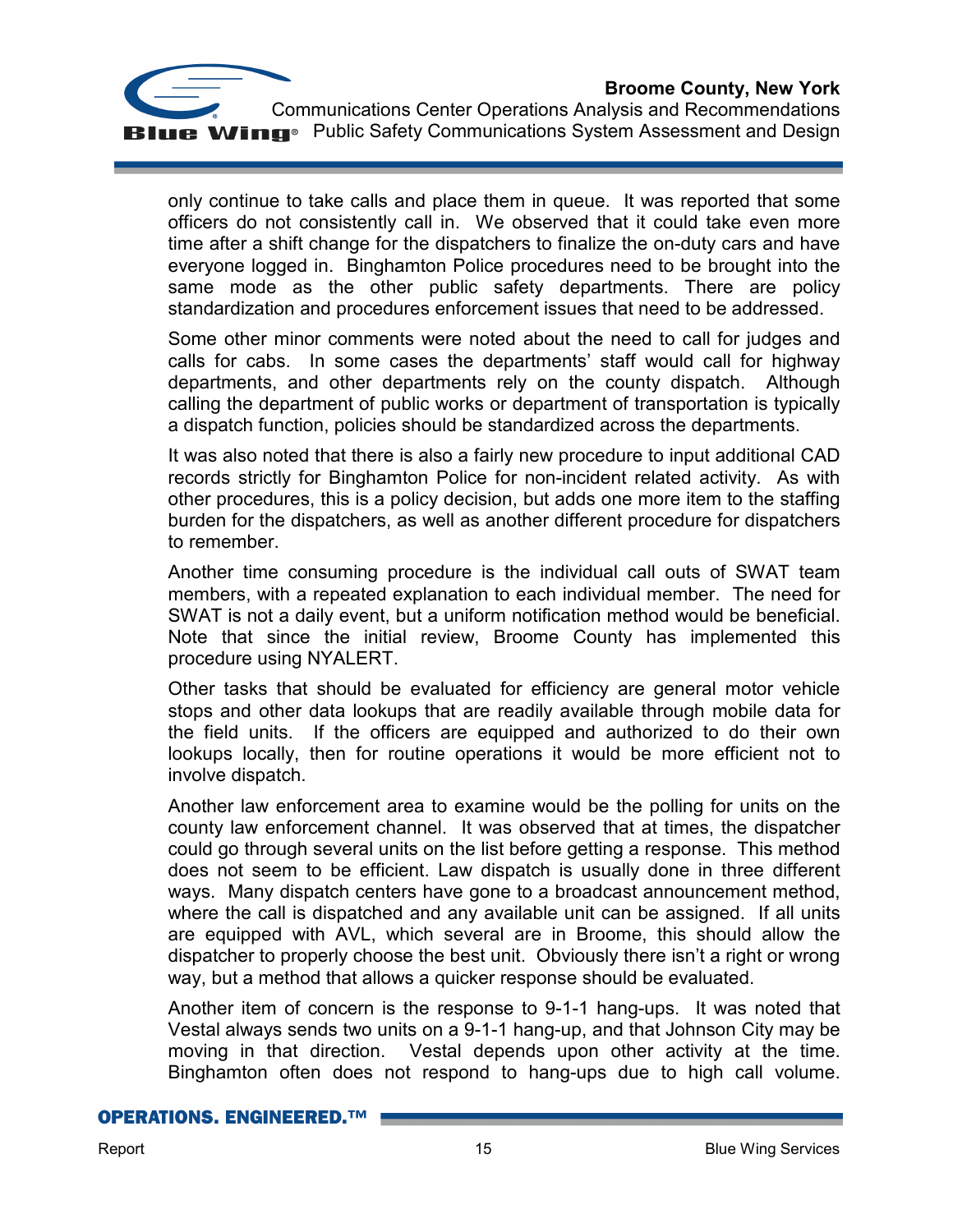only continue to take calls and place them in queue. It was reported that some officers do not consistently call in. We observed that it could take even more time after a shift change for the dispatchers to finalize the on-duty cars and have everyone logged in. Binghamton Police procedures need to be brought into the same mode as the other public safety departments. There are policy standardization and procedures enforcement issues that need to be addressed.

Some other minor comments were noted about the need to call for judges and calls for cabs. In some cases the departments' staff would call for highway departments, and other departments rely on the county dispatch. Although calling the department of public works or department of transportation is typically a dispatch function, policies should be standardized across the departments.

It was also noted that there is also a fairly new procedure to input additional CAD records strictly for Binghamton Police for non-incident related activity. As with other procedures, this is a policy decision, but adds one more item to the staffing burden for the dispatchers, as well as another different procedure for dispatchers to remember.

Another time consuming procedure is the individual call outs of SWAT team members, with a repeated explanation to each individual member. The need for SWAT is not a daily event, but a uniform notification method would be beneficial. Note that since the initial review, Broome County has implemented this procedure using NYALERT.

Other tasks that should be evaluated for efficiency are general motor vehicle stops and other data lookups that are readily available through mobile data for the field units. If the officers are equipped and authorized to do their own lookups locally, then for routine operations it would be more efficient not to involve dispatch.

Another law enforcement area to examine would be the polling for units on the county law enforcement channel. It was observed that at times, the dispatcher could go through several units on the list before getting a response. This method does not seem to be efficient. Law dispatch is usually done in three different ways. Many dispatch centers have gone to a broadcast announcement method, where the call is dispatched and any available unit can be assigned. If all units are equipped with AVL, which several are in Broome, this should allow the dispatcher to properly choose the best unit. Obviously there isn't a right or wrong way, but a method that allows a quicker response should be evaluated.

Another item of concern is the response to 9-1-1 hang-ups. It was noted that Vestal always sends two units on a 9-1-1 hang-up, and that Johnson City may be moving in that direction. Vestal depends upon other activity at the time. Binghamton often does not respond to hang-ups due to high call volume.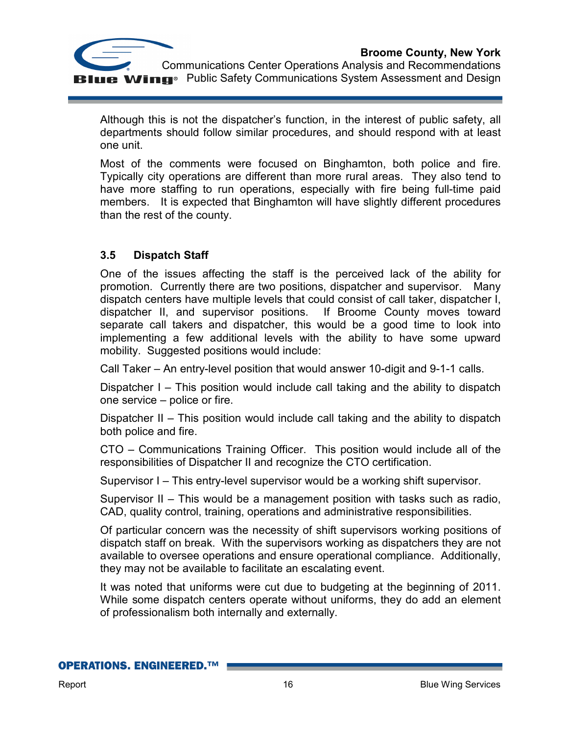Although this is not the dispatcher's function, in the interest of public safety, all departments should follow similar procedures, and should respond with at least one unit.

Most of the comments were focused on Binghamton, both police and fire. Typically city operations are different than more rural areas. They also tend to have more staffing to run operations, especially with fire being full-time paid members. It is expected that Binghamton will have slightly different procedures than the rest of the county.

### 3.5 Dispatch Staff

One of the issues affecting the staff is the perceived lack of the ability for promotion. Currently there are two positions, dispatcher and supervisor. Many dispatch centers have multiple levels that could consist of call taker, dispatcher I, dispatcher II, and supervisor positions. If Broome County moves toward separate call takers and dispatcher, this would be a good time to look into implementing a few additional levels with the ability to have some upward mobility. Suggested positions would include:

Call Taker – An entry-level position that would answer 10-digit and 9-1-1 calls.

Dispatcher I – This position would include call taking and the ability to dispatch one service – police or fire.

Dispatcher II – This position would include call taking and the ability to dispatch both police and fire.

CTO – Communications Training Officer. This position would include all of the responsibilities of Dispatcher II and recognize the CTO certification.

Supervisor I – This entry-level supervisor would be a working shift supervisor.

Supervisor II – This would be a management position with tasks such as radio, CAD, quality control, training, operations and administrative responsibilities.

Of particular concern was the necessity of shift supervisors working positions of dispatch staff on break. With the supervisors working as dispatchers they are not available to oversee operations and ensure operational compliance. Additionally, they may not be available to facilitate an escalating event.

It was noted that uniforms were cut due to budgeting at the beginning of 2011. While some dispatch centers operate without uniforms, they do add an element of professionalism both internally and externally.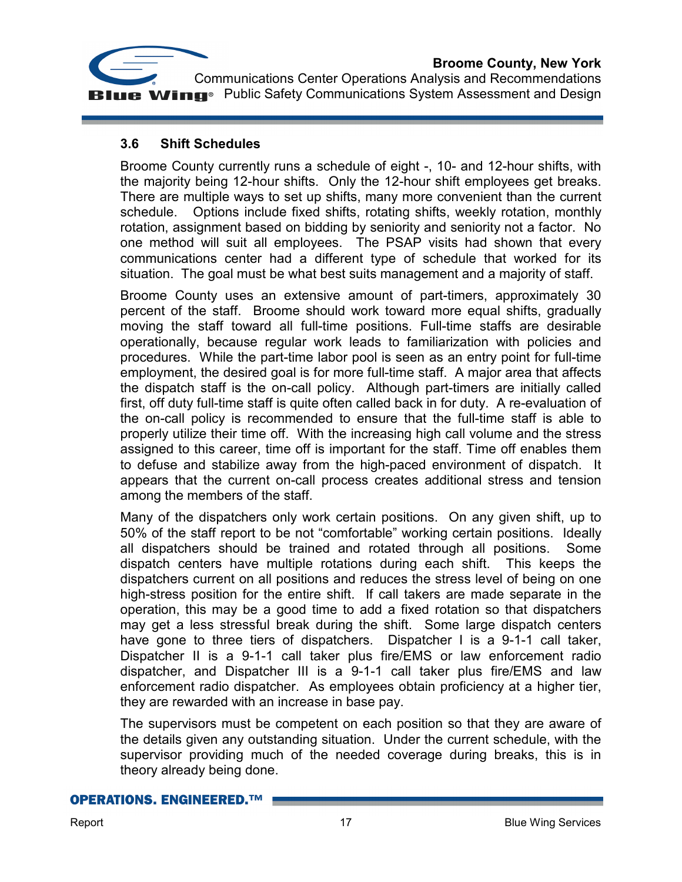### 3.6 Shift Schedules

Broome County currently runs a schedule of eight -, 10- and 12-hour shifts, with the majority being 12-hour shifts. Only the 12-hour shift employees get breaks. There are multiple ways to set up shifts, many more convenient than the current schedule. Options include fixed shifts, rotating shifts, weekly rotation, monthly rotation, assignment based on bidding by seniority and seniority not a factor. No one method will suit all employees. The PSAP visits had shown that every communications center had a different type of schedule that worked for its situation. The goal must be what best suits management and a majority of staff.

Broome County uses an extensive amount of part-timers, approximately 30 percent of the staff. Broome should work toward more equal shifts, gradually moving the staff toward all full-time positions. Full-time staffs are desirable operationally, because regular work leads to familiarization with policies and procedures. While the part-time labor pool is seen as an entry point for full-time employment, the desired goal is for more full-time staff. A major area that affects the dispatch staff is the on-call policy. Although part-timers are initially called first, off duty full-time staff is quite often called back in for duty. A re-evaluation of the on-call policy is recommended to ensure that the full-time staff is able to properly utilize their time off. With the increasing high call volume and the stress assigned to this career, time off is important for the staff. Time off enables them to defuse and stabilize away from the high-paced environment of dispatch. It appears that the current on-call process creates additional stress and tension among the members of the staff.

Many of the dispatchers only work certain positions. On any given shift, up to 50% of the staff report to be not "comfortable" working certain positions. Ideally all dispatchers should be trained and rotated through all positions. Some dispatch centers have multiple rotations during each shift. This keeps the dispatchers current on all positions and reduces the stress level of being on one high-stress position for the entire shift. If call takers are made separate in the operation, this may be a good time to add a fixed rotation so that dispatchers may get a less stressful break during the shift. Some large dispatch centers have gone to three tiers of dispatchers. Dispatcher I is a 9-1-1 call taker, Dispatcher II is a 9-1-1 call taker plus fire/EMS or law enforcement radio dispatcher, and Dispatcher III is a 9-1-1 call taker plus fire/EMS and law enforcement radio dispatcher. As employees obtain proficiency at a higher tier, they are rewarded with an increase in base pay.

The supervisors must be competent on each position so that they are aware of the details given any outstanding situation. Under the current schedule, with the supervisor providing much of the needed coverage during breaks, this is in theory already being done.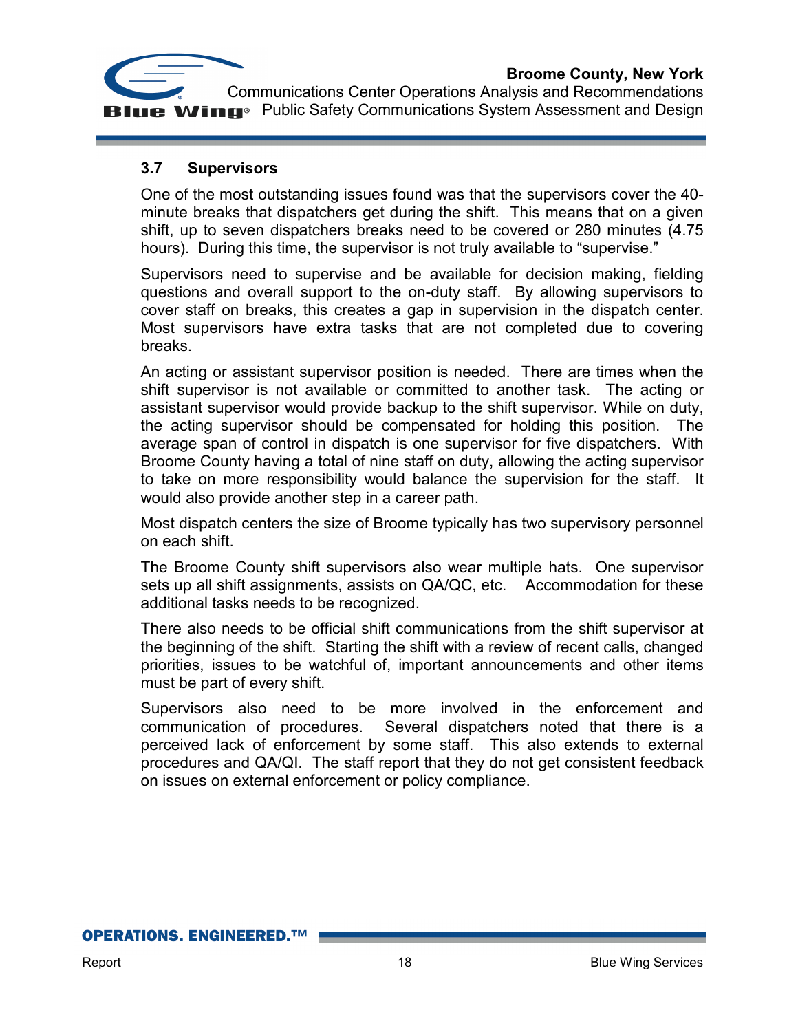### 3.7 Supervisors

One of the most outstanding issues found was that the supervisors cover the 40-minute breaks that dispatchers get during the shift. This means that on a given shift, up to seven dispatchers breaks need to be covered or 280 minutes (4.75 hours). During this time, the supervisor is not truly available to "supervise."

Supervisors need to supervise and be available for decision making, fielding questions and overall support to the on-duty staff. By allowing supervisors to cover staff on breaks, this creates a gap in supervision in the dispatch center. Most supervisors have extra tasks that are not completed due to covering breaks.

An acting or assistant supervisor position is needed. There are times when the shift supervisor is not available or committed to another task. The acting or assistant supervisor would provide backup to the shift supervisor. While on duty, the acting supervisor should be compensated for holding this position. The average span of control in dispatch is one supervisor for five dispatchers. With Broome County having a total of nine staff on duty, allowing the acting supervisor to take on more responsibility would balance the supervision for the staff. It would also provide another step in a career path.

Most dispatch centers the size of Broome typically has two supervisory personnel on each shift.

The Broome County shift supervisors also wear multiple hats. One supervisor sets up all shift assignments, assists on QA/QC, etc. Accommodation for these additional tasks needs to be recognized.

There also needs to be official shift communications from the shift supervisor at the beginning of the shift. Starting the shift with a review of recent calls, changed priorities, issues to be watchful of, important announcements and other items must be part of every shift.

Supervisors also need to be more involved in the enforcement and communication of procedures. Several dispatchers noted that there is a perceived lack of enforcement by some staff. This also extends to external procedures and QA/QI. The staff report that they do not get consistent feedback on issues on external enforcement or policy compliance.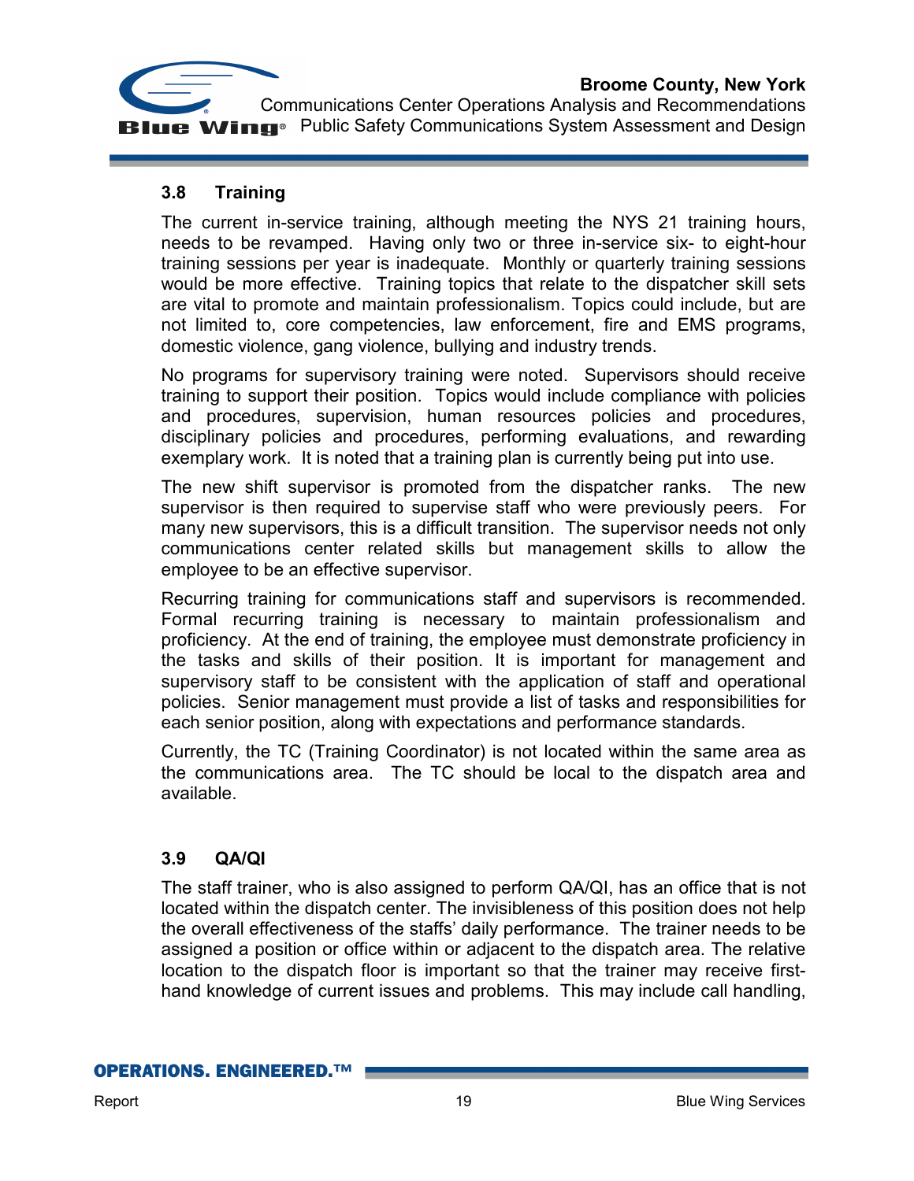### 3.8 Training

The current in-service training, although meeting the NYS 21 training hours, needs to be revamped. Having only two or three in-service six- to eight-hour training sessions per year is inadequate. Monthly or quarterly training sessions would be more effective. Training topics that relate to the dispatcher skill sets are vital to promote and maintain professionalism. Topics could include, but are not limited to, core competencies, law enforcement, fire and EMS programs, domestic violence, gang violence, bullying and industry trends.

No programs for supervisory training were noted. Supervisors should receive training to support their position. Topics would include compliance with policies and procedures, supervision, human resources policies and procedures, disciplinary policies and procedures, performing evaluations, and rewarding exemplary work. It is noted that a training plan is currently being put into use.

The new shift supervisor is promoted from the dispatcher ranks. The new supervisor is then required to supervise staff who were previously peers. For many new supervisors, this is a difficult transition. The supervisor needs not only communications center related skills but management skills to allow the employee to be an effective supervisor.

Recurring training for communications staff and supervisors is recommended. Formal recurring training is necessary to maintain professionalism and proficiency. At the end of training, the employee must demonstrate proficiency in the tasks and skills of their position. It is important for management and supervisory staff to be consistent with the application of staff and operational policies. Senior management must provide a list of tasks and responsibilities for each senior position, along with expectations and performance standards.

Currently, the TC (Training Coordinator) is not located within the same area as the communications area. The TC should be local to the dispatch area and available.

### 3.9 QA/QI

The staff trainer, who is also assigned to perform QA/QI, has an office that is not located within the dispatch center. The invisibleness of this position does not help the overall effectiveness of the staffs' daily performance. The trainer needs to be assigned a position or office within or adjacent to the dispatch area. The relative location to the dispatch floor is important so that the trainer may receive first-hand knowledge of current issues and problems. This may include call handling,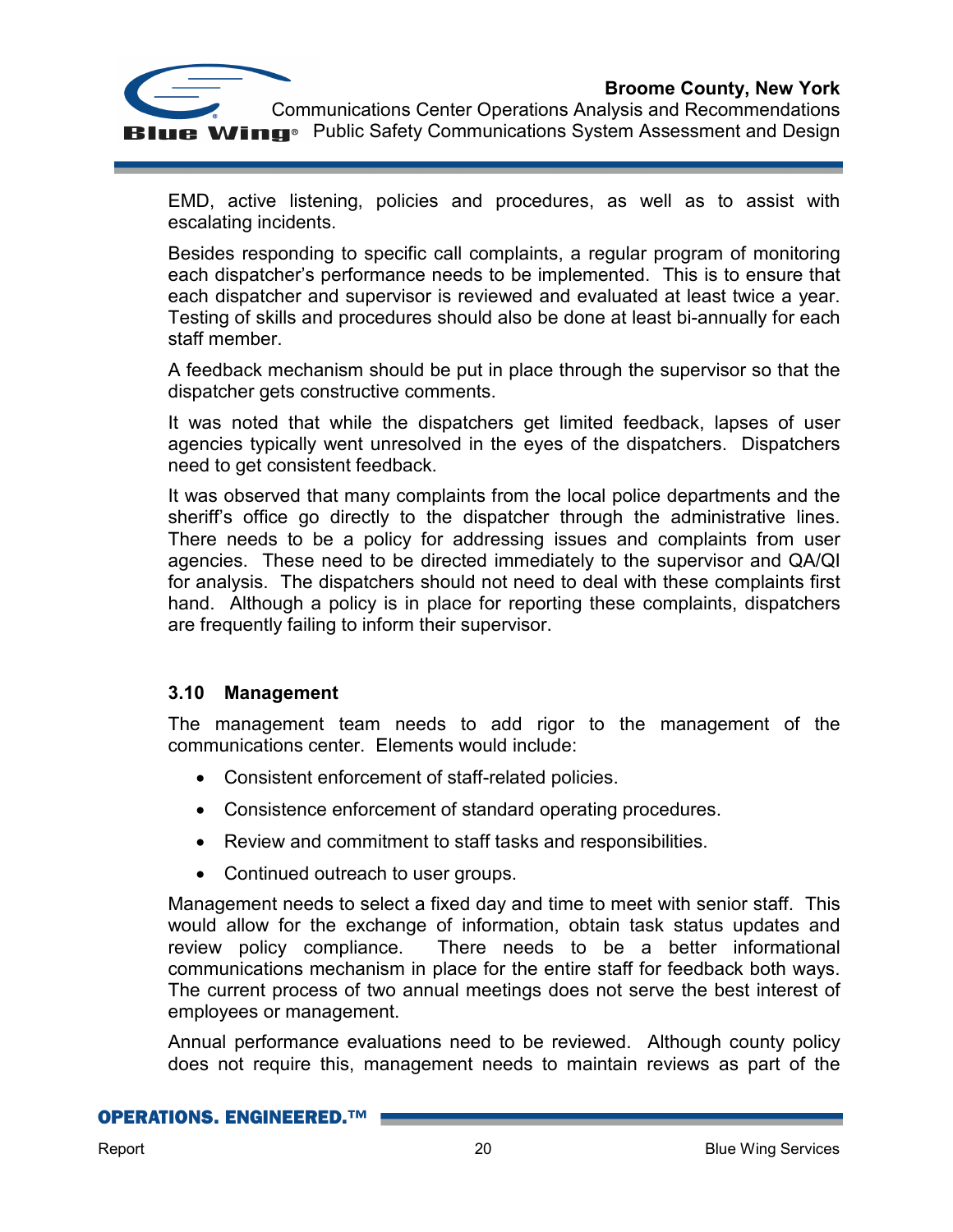EMD, active listening, policies and procedures, as well as to assist with escalating incidents.

Besides responding to specific call complaints, a regular program of monitoring each dispatcher's performance needs to be implemented. This is to ensure that each dispatcher and supervisor is reviewed and evaluated at least twice a year. Testing of skills and procedures should also be done at least bi-annually for each staff member.

A feedback mechanism should be put in place through the supervisor so that the dispatcher gets constructive comments.

It was noted that while the dispatchers get limited feedback, lapses of user agencies typically went unresolved in the eyes of the dispatchers. Dispatchers need to get consistent feedback.

It was observed that many complaints from the local police departments and the sheriff's office go directly to the dispatcher through the administrative lines. There needs to be a policy for addressing issues and complaints from user agencies. These need to be directed immediately to the supervisor and QA/QI for analysis. The dispatchers should not need to deal with these complaints first hand. Although a policy is in place for reporting these complaints, dispatchers are frequently failing to inform their supervisor.

### 3.10 Management

The management team needs to add rigor to the management of the communications center. Elements would include:

- Consistent enforcement of staff-related policies.
- Consistence enforcement of standard operating procedures.
- Review and commitment to staff tasks and responsibilities.
- Continued outreach to user groups.

Management needs to select a fixed day and time to meet with senior staff. This would allow for the exchange of information, obtain task status updates and review policy compliance. There needs to be a better informational communications mechanism in place for the entire staff for feedback both ways. The current process of two annual meetings does not serve the best interest of employees or management.

Annual performance evaluations need to be reviewed. Although county policy does not require this, management needs to maintain reviews as part of the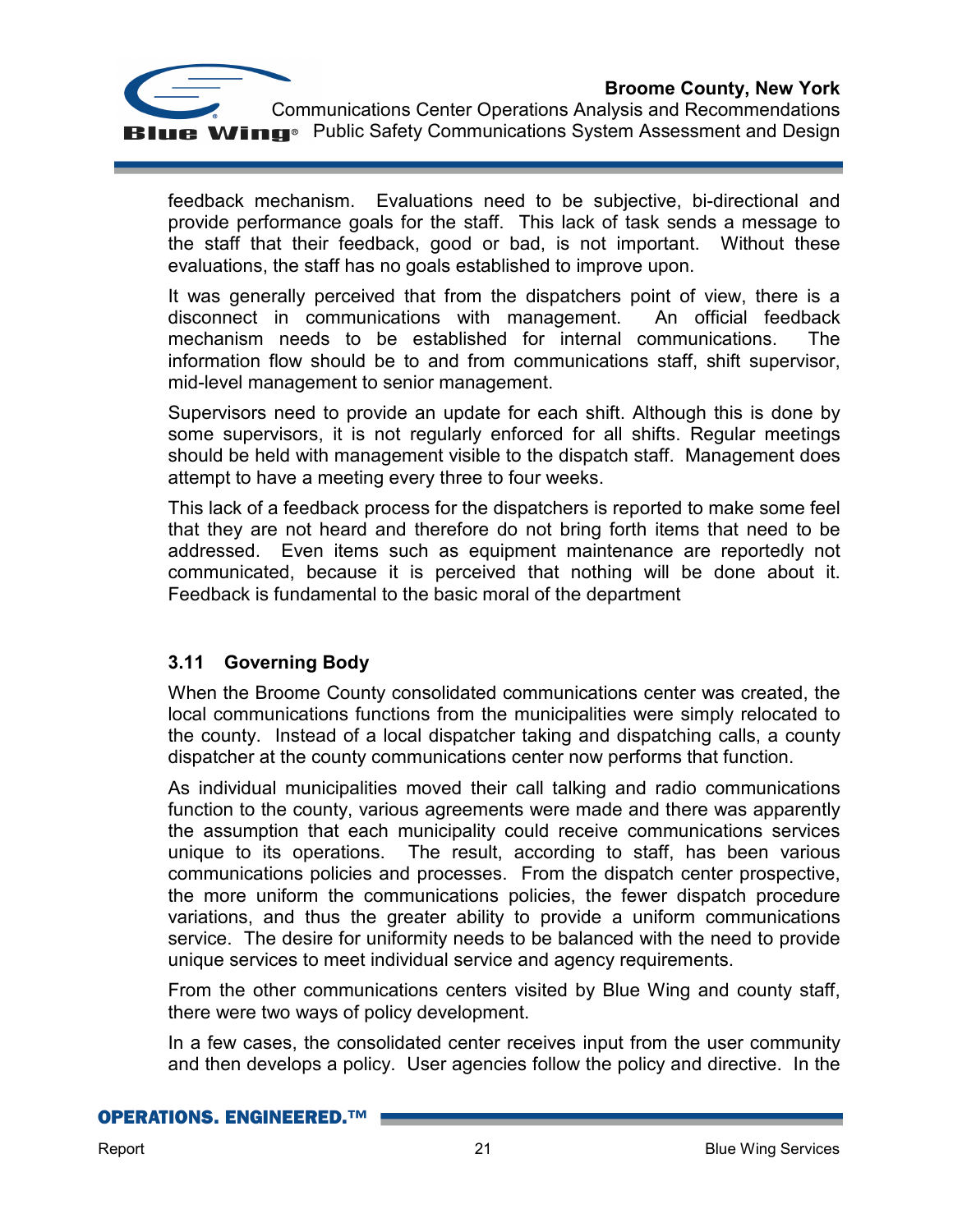feedback mechanism. Evaluations need to be subjective, bi-directional and provide performance goals for the staff. This lack of task sends a message to the staff that their feedback, good or bad, is not important. Without these evaluations, the staff has no goals established to improve upon.

It was generally perceived that from the dispatchers point of view, there is a disconnect in communications with management. An official feedback mechanism needs to be established for internal communications. The information flow should be to and from communications staff, shift supervisor, mid-level management to senior management.

Supervisors need to provide an update for each shift. Although this is done by some supervisors, it is not regularly enforced for all shifts. Regular meetings should be held with management visible to the dispatch staff. Management does attempt to have a meeting every three to four weeks.

This lack of a feedback process for the dispatchers is reported to make some feel that they are not heard and therefore do not bring forth items that need to be addressed. Even items such as equipment maintenance are reportedly not communicated, because it is perceived that nothing will be done about it. Feedback is fundamental to the basic moral of the department

### 3.11 Governing Body

When the Broome County consolidated communications center was created, the local communications functions from the municipalities were simply relocated to the county. Instead of a local dispatcher taking and dispatching calls, a county dispatcher at the county communications center now performs that function.

As individual municipalities moved their call talking and radio communications function to the county, various agreements were made and there was apparently the assumption that each municipality could receive communications services unique to its operations. The result, according to staff, has been various communications policies and processes. From the dispatch center prospective, the more uniform the communications policies, the fewer dispatch procedure variations, and thus the greater ability to provide a uniform communications service. The desire for uniformity needs to be balanced with the need to provide unique services to meet individual service and agency requirements.

From the other communications centers visited by Blue Wing and county staff, there were two ways of policy development.

In a few cases, the consolidated center receives input from the user community and then develops a policy. User agencies follow the policy and directive. In the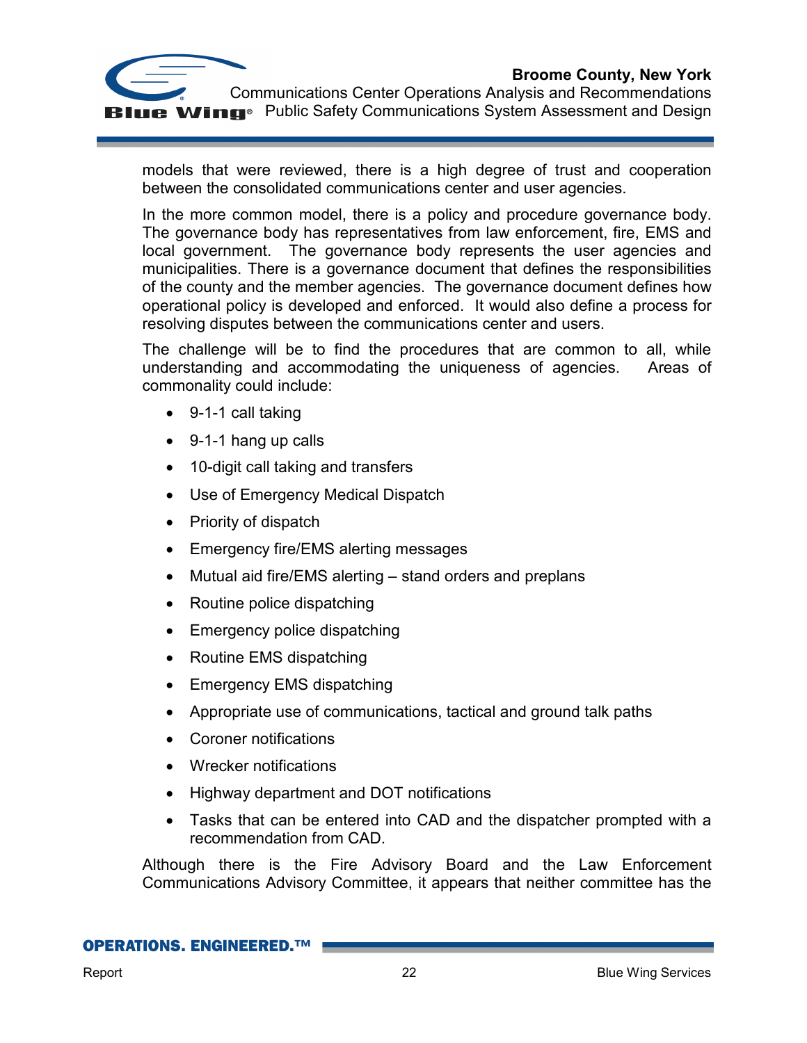models that were reviewed, there is a high degree of trust and cooperation between the consolidated communications center and user agencies.

In the more common model, there is a policy and procedure governance body. The governance body has representatives from law enforcement, fire, EMS and local government. The governance body represents the user agencies and municipalities. There is a governance document that defines the responsibilities of the county and the member agencies. The governance document defines how operational policy is developed and enforced. It would also define a process for resolving disputes between the communications center and users.

The challenge will be to find the procedures that are common to all, while understanding and accommodating the uniqueness of agencies. Areas of commonality could include:

- 9-1-1 call taking
- 9-1-1 hang up calls
- 10-digit call taking and transfers
- Use of Emergency Medical Dispatch
- Priority of dispatch
- Emergency fire/EMS alerting messages
- Mutual aid fire/EMS alerting – stand orders and preplans
- Routine police dispatching
- Emergency police dispatching
- Routine EMS dispatching
- Emergency EMS dispatching
- Appropriate use of communications, tactical and ground talk paths
- Coroner notifications
- Wrecker notifications
- Highway department and DOT notifications
- Tasks that can be entered into CAD and the dispatcher prompted with a recommendation from CAD.

Although there is the Fire Advisory Board and the Law Enforcement Communications Advisory Committee, it appears that neither committee has the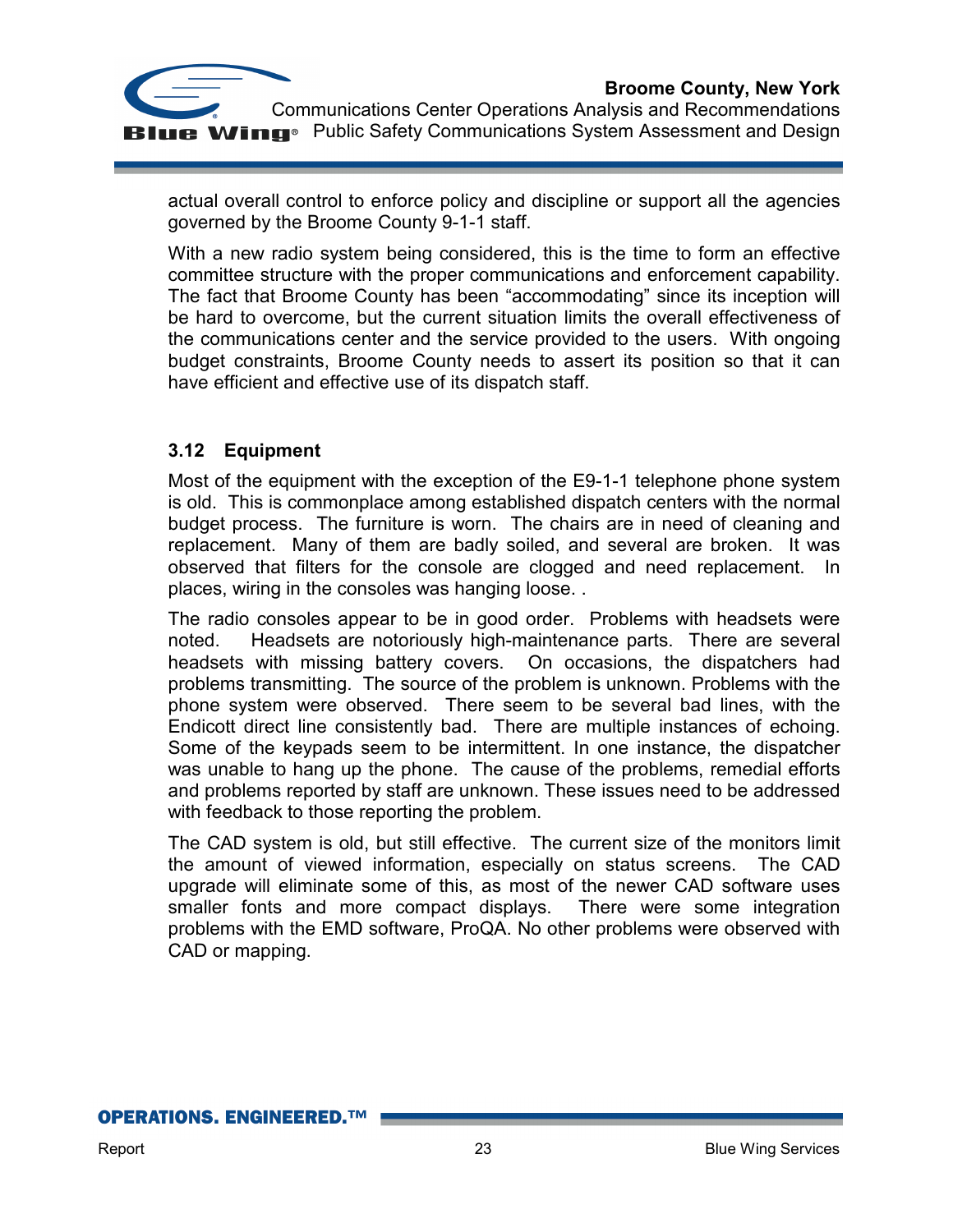actual overall control to enforce policy and discipline or support all the agencies governed by the Broome County 9-1-1 staff.

With a new radio system being considered, this is the time to form an effective committee structure with the proper communications and enforcement capability. The fact that Broome County has been “accommodating” since its inception will be hard to overcome, but the current situation limits the overall effectiveness of the communications center and the service provided to the users. With ongoing budget constraints, Broome County needs to assert its position so that it can have efficient and effective use of its dispatch staff.

### 3.12 Equipment

Most of the equipment with the exception of the E9-1-1 telephone phone system is old. This is commonplace among established dispatch centers with the normal budget process. The furniture is worn. The chairs are in need of cleaning and replacement. Many of them are badly soiled, and several are broken. It was observed that filters for the console are clogged and need replacement. In places, wiring in the consoles was hanging loose. .

The radio consoles appear to be in good order. Problems with headsets were noted. Headsets are notoriously high-maintenance parts. There are several headsets with missing battery covers. On occasions, the dispatchers had problems transmitting. The source of the problem is unknown. Problems with the phone system were observed. There seem to be several bad lines, with the Endicott direct line consistently bad. There are multiple instances of echoing. Some of the keypads seem to be intermittent. In one instance, the dispatcher was unable to hang up the phone. The cause of the problems, remedial efforts and problems reported by staff are unknown. These issues need to be addressed with feedback to those reporting the problem.

The CAD system is old, but still effective. The current size of the monitors limit the amount of viewed information, especially on status screens. The CAD upgrade will eliminate some of this, as most of the newer CAD software uses smaller fonts and more compact displays. There were some integration problems with the EMD software, ProQA. No other problems were observed with CAD or mapping.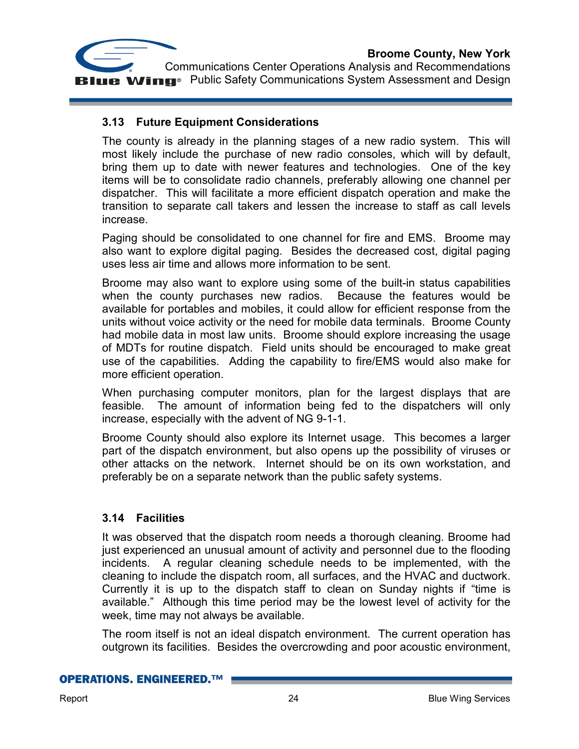### 3.13 Future Equipment Considerations

The county is already in the planning stages of a new radio system. This will most likely include the purchase of new radio consoles, which will by default, bring them up to date with newer features and technologies. One of the key items will be to consolidate radio channels, preferably allowing one channel per dispatcher. This will facilitate a more efficient dispatch operation and make the transition to separate call takers and lessen the increase to staff as call levels increase.

Paging should be consolidated to one channel for fire and EMS. Broome may also want to explore digital paging. Besides the decreased cost, digital paging uses less air time and allows more information to be sent.

Broome may also want to explore using some of the built-in status capabilities when the county purchases new radios. Because the features would be available for portables and mobiles, it could allow for efficient response from the units without voice activity or the need for mobile data terminals. Broome County had mobile data in most law units. Broome should explore increasing the usage of MDTs for routine dispatch. Field units should be encouraged to make great use of the capabilities. Adding the capability to fire/EMS would also make for more efficient operation.

When purchasing computer monitors, plan for the largest displays that are feasible. The amount of information being fed to the dispatchers will only increase, especially with the advent of NG 9-1-1.

Broome County should also explore its Internet usage. This becomes a larger part of the dispatch environment, but also opens up the possibility of viruses or other attacks on the network. Internet should be on its own workstation, and preferably be on a separate network than the public safety systems.

### 3.14 Facilities

It was observed that the dispatch room needs a thorough cleaning. Broome had just experienced an unusual amount of activity and personnel due to the flooding incidents. A regular cleaning schedule needs to be implemented, with the cleaning to include the dispatch room, all surfaces, and the HVAC and ductwork. Currently it is up to the dispatch staff to clean on Sunday nights if "time is available." Although this time period may be the lowest level of activity for the week, time may not always be available.

The room itself is not an ideal dispatch environment. The current operation has outgrown its facilities. Besides the overcrowding and poor acoustic environment,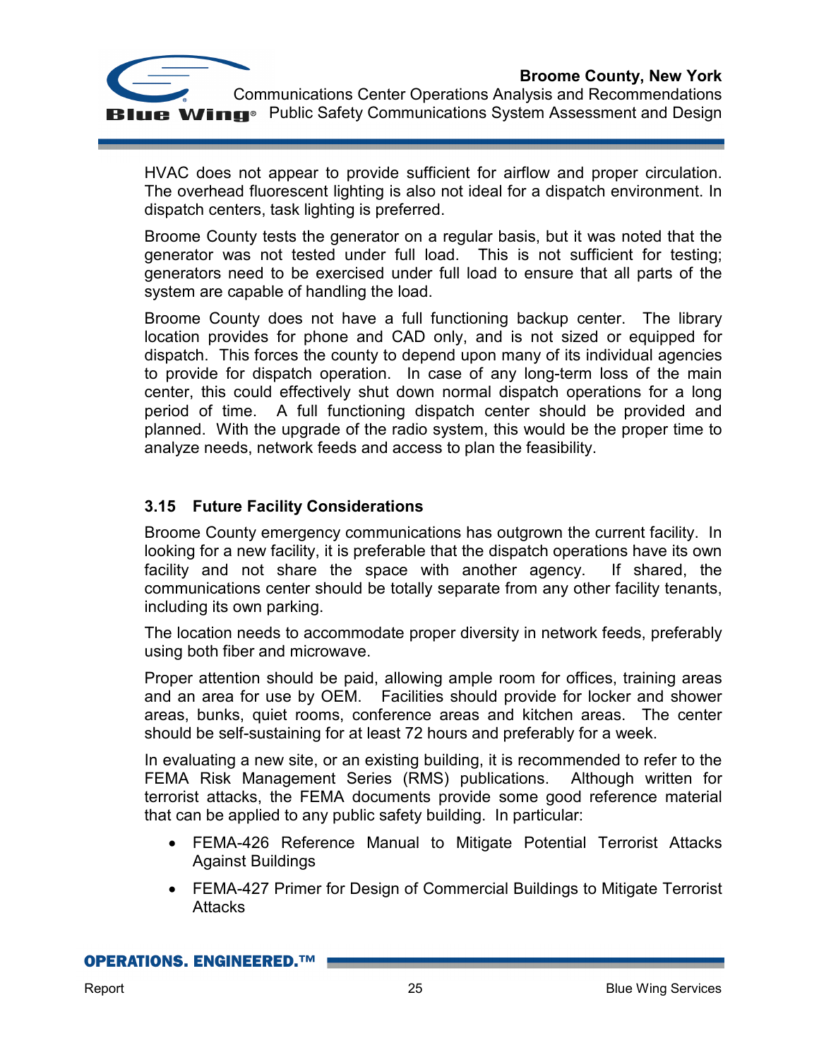HVAC does not appear to provide sufficient for airflow and proper circulation. The overhead fluorescent lighting is also not ideal for a dispatch environment. In dispatch centers, task lighting is preferred.

Broome County tests the generator on a regular basis, but it was noted that the generator was not tested under full load. This is not sufficient for testing; generators need to be exercised under full load to ensure that all parts of the system are capable of handling the load.

Broome County does not have a full functioning backup center. The library location provides for phone and CAD only, and is not sized or equipped for dispatch. This forces the county to depend upon many of its individual agencies to provide for dispatch operation. In case of any long-term loss of the main center, this could effectively shut down normal dispatch operations for a long period of time. A full functioning dispatch center should be provided and planned. With the upgrade of the radio system, this would be the proper time to analyze needs, network feeds and access to plan the feasibility.

### 3.15 Future Facility Considerations

Broome County emergency communications has outgrown the current facility. In looking for a new facility, it is preferable that the dispatch operations have its own facility and not share the space with another agency. If shared, the communications center should be totally separate from any other facility tenants, including its own parking.

The location needs to accommodate proper diversity in network feeds, preferably using both fiber and microwave.

Proper attention should be paid, allowing ample room for offices, training areas and an area for use by OEM. Facilities should provide for locker and shower areas, bunks, quiet rooms, conference areas and kitchen areas. The center should be self-sustaining for at least 72 hours and preferably for a week.

In evaluating a new site, or an existing building, it is recommended to refer to the FEMA Risk Management Series (RMS) publications. Although written for terrorist attacks, the FEMA documents provide some good reference material that can be applied to any public safety building. In particular:

- FEMA-426 Reference Manual to Mitigate Potential Terrorist Attacks Against Buildings
- FEMA-427 Primer for Design of Commercial Buildings to Mitigate Terrorist Attacks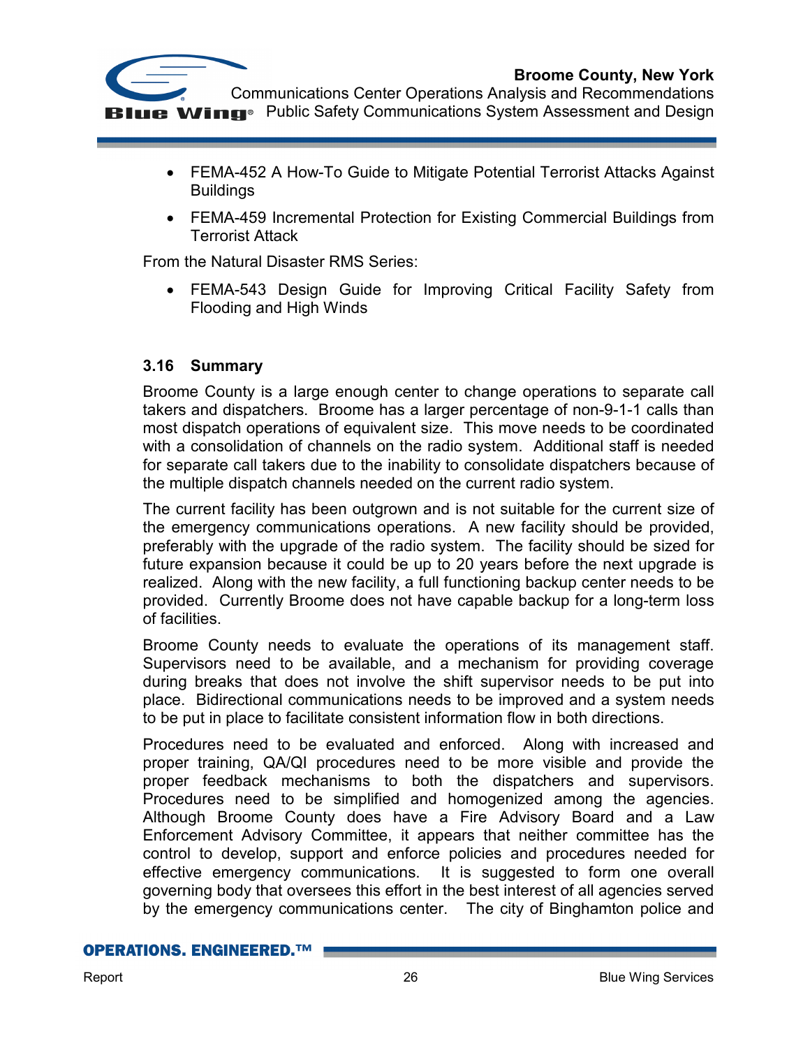- FEMA-452 A How-To Guide to Mitigate Potential Terrorist Attacks Against Buildings
- FEMA-459 Incremental Protection for Existing Commercial Buildings from Terrorist Attack

From the Natural Disaster RMS Series:

- FEMA-543 Design Guide for Improving Critical Facility Safety from Flooding and High Winds

### 3.16 Summary

Broome County is a large enough center to change operations to separate call takers and dispatchers. Broome has a larger percentage of non-9-1-1 calls than most dispatch operations of equivalent size. This move needs to be coordinated with a consolidation of channels on the radio system. Additional staff is needed for separate call takers due to the inability to consolidate dispatchers because of the multiple dispatch channels needed on the current radio system.

The current facility has been outgrown and is not suitable for the current size of the emergency communications operations. A new facility should be provided, preferably with the upgrade of the radio system. The facility should be sized for future expansion because it could be up to 20 years before the next upgrade is realized. Along with the new facility, a full functioning backup center needs to be provided. Currently Broome does not have capable backup for a long-term loss of facilities.

Broome County needs to evaluate the operations of its management staff. Supervisors need to be available, and a mechanism for providing coverage during breaks that does not involve the shift supervisor needs to be put into place. Bidirectional communications needs to be improved and a system needs to be put in place to facilitate consistent information flow in both directions.

Procedures need to be evaluated and enforced. Along with increased and proper training, QA/QI procedures need to be more visible and provide the proper feedback mechanisms to both the dispatchers and supervisors. Procedures need to be simplified and homogenized among the agencies. Although Broome County does have a Fire Advisory Board and a Law Enforcement Advisory Committee, it appears that neither committee has the control to develop, support and enforce policies and procedures needed for effective emergency communications. It is suggested to form one overall governing body that oversees this effort in the best interest of all agencies served by the emergency communications center. The city of Binghamton police and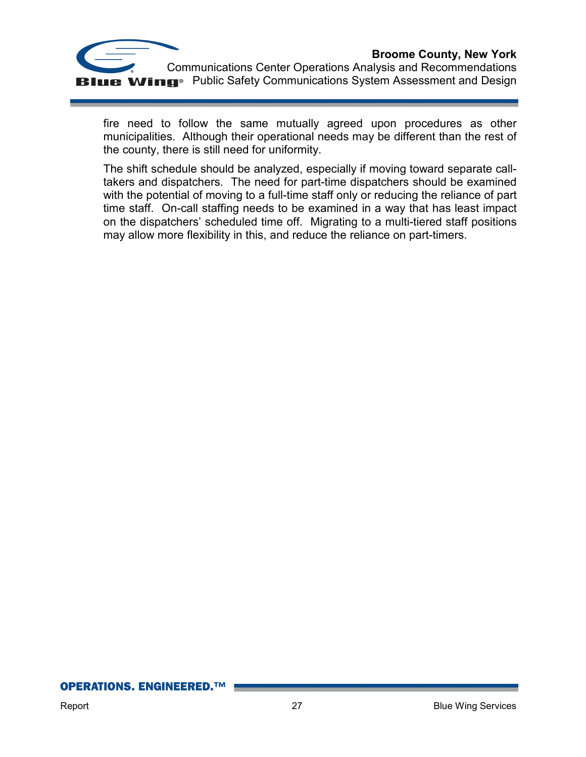fire need to follow the same mutually agreed upon procedures as other municipalities. Although their operational needs may be different than the rest of the county, there is still need for uniformity.

The shift schedule should be analyzed, especially if moving toward separate call-takers and dispatchers. The need for part-time dispatchers should be examined with the potential of moving to a full-time staff only or reducing the reliance of part time staff. On-call staffing needs to be examined in a way that has least impact on the dispatchers' scheduled time off. Migrating to a multi-tiered staff positions may allow more flexibility in this, and reduce the reliance on part-timers.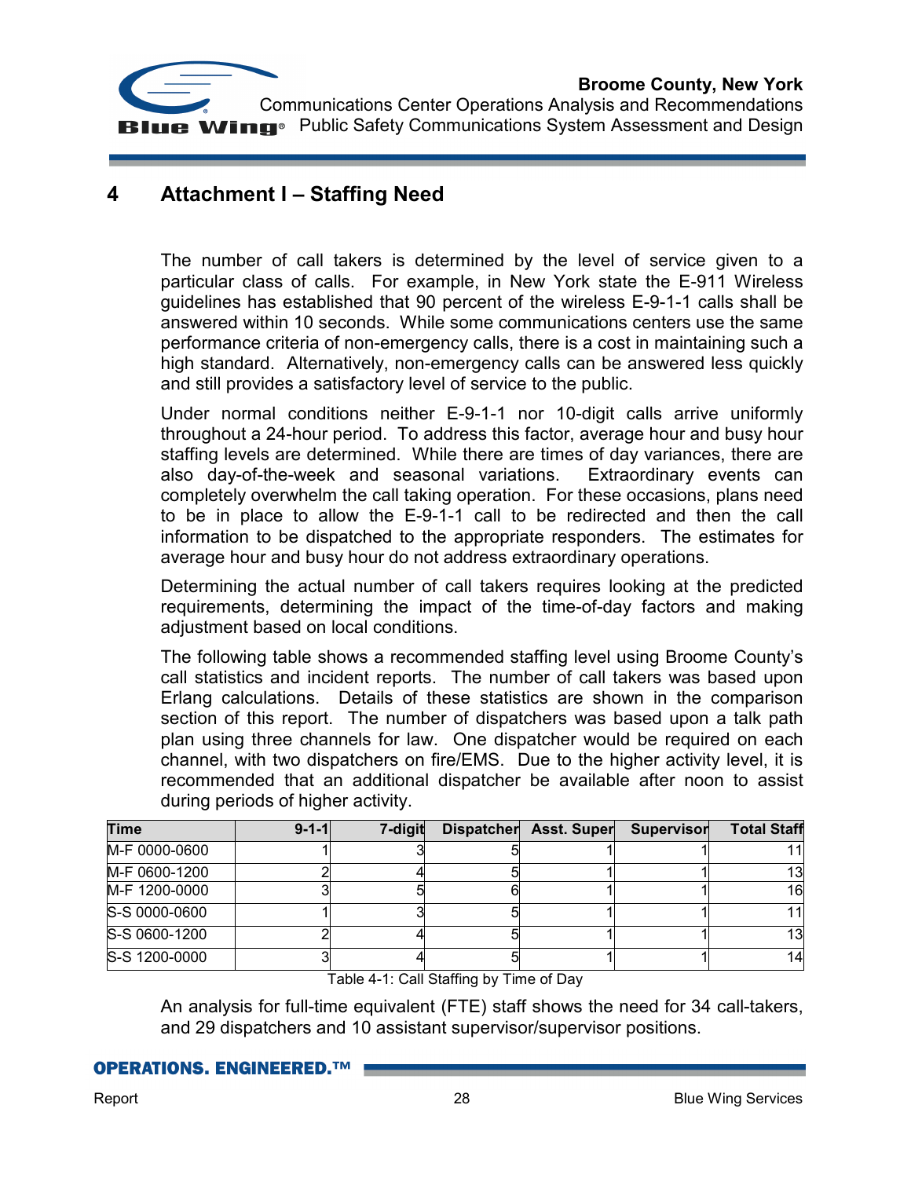# 4 Attachment I – Staffing Need

The number of call takers is determined by the level of service given to a particular class of calls. For example, in New York state the E-911 Wireless guidelines has established that 90 percent of the wireless E-9-1-1 calls shall be answered within 10 seconds. While some communications centers use the same performance criteria of non-emergency calls, there is a cost in maintaining such a high standard. Alternatively, non-emergency calls can be answered less quickly and still provides a satisfactory level of service to the public.

Under normal conditions neither E-9-1-1 nor 10-digit calls arrive uniformly throughout a 24-hour period. To address this factor, average hour and busy hour staffing levels are determined. While there are times of day variances, there are also day-of-the-week and seasonal variations. Extraordinary events can completely overwhelm the call taking operation. For these occasions, plans need to be in place to allow the E-9-1-1 call to be redirected and then the call information to be dispatched to the appropriate responders. The estimates for average hour and busy hour do not address extraordinary operations.

Determining the actual number of call takers requires looking at the predicted requirements, determining the impact of the time-of-day factors and making adjustment based on local conditions.

The following table shows a recommended staffing level using Broome County's call statistics and incident reports. The number of call takers was based upon Erlang calculations. Details of these statistics are shown in the comparison section of this report. The number of dispatchers was based upon a talk path plan using three channels for law. One dispatcher would be required on each channel, with two dispatchers on fire/EMS. Due to the higher activity level, it is recommended that an additional dispatcher be available after noon to assist during periods of higher activity.

| Time | 9-1-1 | 7-digit | Dispatcher | Asst. Super | Supervisor | Total Staff |
|---|---|---|---|---|---|---|
| M-F 0000-0600 | 1 | 3 | 5 | 1 | 1 | 11 |
| M-F 0600-1200 | 2 | 4 | 5 | 1 | 1 | 13 |
| M-F 1200-0000 | 3 | 5 | 6 | 1 | 1 | 16 |
| S-S 0000-0600 | 1 | 3 | 5 | 1 | 1 | 11 |
| S-S 0600-1200 | 2 | 4 | 5 | 1 | 1 | 13 |
| S-S 1200-0000 | 3 | 4 | 5 | 1 | 1 | 14 |

Table 4-1: Call Staffing by Time of Day

An analysis for full-time equivalent (FTE) staff shows the need for 34 call-takers, and 29 dispatchers and 10 assistant supervisor/supervisor positions.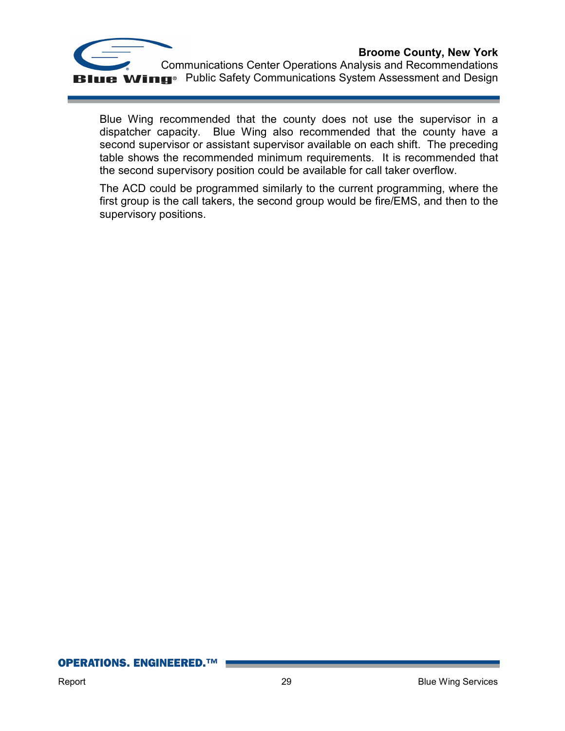Blue Wing recommended that the county does not use the supervisor in a dispatcher capacity. Blue Wing also recommended that the county have a second supervisor or assistant supervisor available on each shift. The preceding table shows the recommended minimum requirements. It is recommended that the second supervisory position could be available for call taker overflow.

The ACD could be programmed similarly to the current programming, where the first group is the call takers, the second group would be fire/EMS, and then to the supervisory positions.